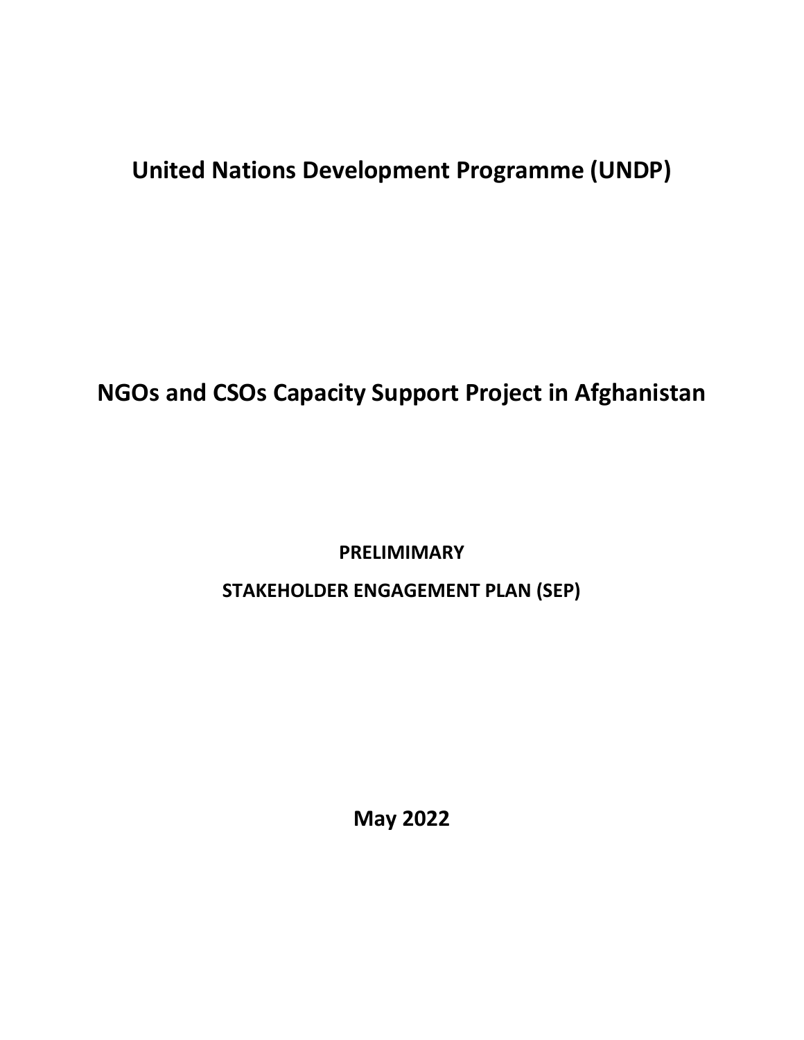# United Nations Development Programme (UNDP)

# NGOs and CSOs Capacity Support Project in Afghanistan

**PRELIMIMARY**

**STAKEHOLDER ENGAGEMENT PLAN (SEP)**

**May 2022**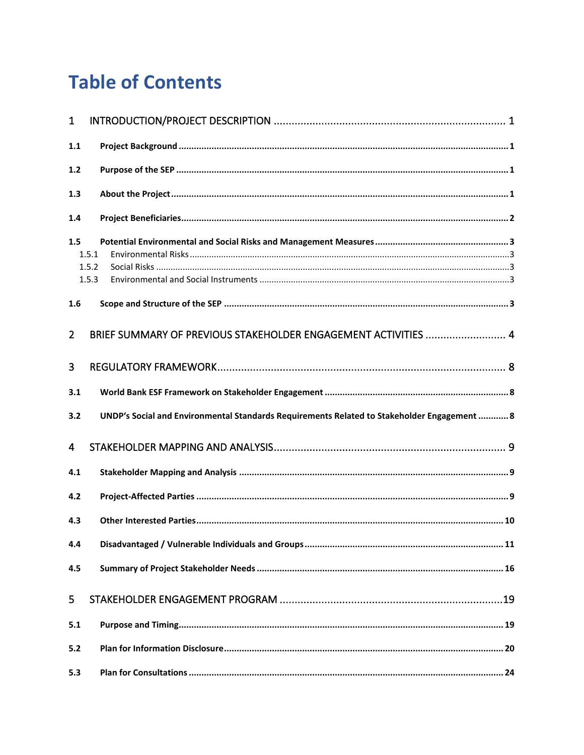# Table of Contents

1 INTRODUCTION/PROJECT DESCRIPTION ..... 1

**1.1 Project Background ..... 1**

**1.2 Purpose of the SEP ..... 1**

**1.3 About the Project ..... 1**

**1.4 Project Beneficiaries ..... 2**

**1.5 Potential Environmental and Social Risks and Management Measures ..... 3**

- 1.5.1 Environmental Risks ..... 3
- 1.5.2 Social Risks ..... 3
- 1.5.3 Environmental and Social Instruments ..... 3

**1.6 Scope and Structure of the SEP ..... 3**

2 BRIEF SUMMARY OF PREVIOUS STAKEHOLDER ENGAGEMENT ACTIVITIES ..... 4

3 REGULATORY FRAMEWORK ..... 8

**3.1 World Bank ESF Framework on Stakeholder Engagement ..... 8**

**3.2 UNDP's Social and Environmental Standards Requirements Related to Stakeholder Engagement ..... 8**

4 STAKEHOLDER MAPPING AND ANALYSIS ..... 9

**4.1 Stakeholder Mapping and Analysis ..... 9**

**4.2 Project-Affected Parties ..... 9**

**4.3 Other Interested Parties ..... 10**

**4.4 Disadvantaged / Vulnerable Individuals and Groups ..... 11**

**4.5 Summary of Project Stakeholder Needs ..... 16**

5 STAKEHOLDER ENGAGEMENT PROGRAM ..... 19

**5.1 Purpose and Timing ..... 19**

**5.2 Plan for Information Disclosure ..... 20**

**5.3 Plan for Consultations ..... 24**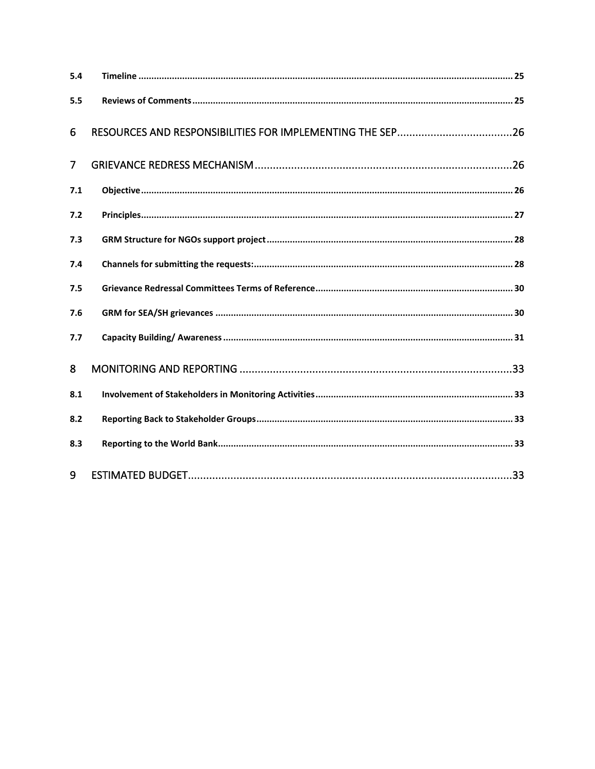| | | |
|---|---|---|
| **5.4** | **Timeline** | **25** |
| **5.5** | **Reviews of Comments** | **25** |
| 6 | RESOURCES AND RESPONSIBILITIES FOR IMPLEMENTING THE SEP | 26 |
| 7 | GRIEVANCE REDRESS MECHANISM | 26 |
| **7.1** | **Objective** | **26** |
| **7.2** | **Principles** | **27** |
| **7.3** | **GRM Structure for NGOs support project** | **28** |
| **7.4** | **Channels for submitting the requests:** | **28** |
| **7.5** | **Grievance Redressal Committees Terms of Reference** | **30** |
| **7.6** | **GRM for SEA/SH grievances** | **30** |
| **7.7** | **Capacity Building/ Awareness** | **31** |
| 8 | MONITORING AND REPORTING | 33 |
| **8.1** | **Involvement of Stakeholders in Monitoring Activities** | **33** |
| **8.2** | **Reporting Back to Stakeholder Groups** | **33** |
| **8.3** | **Reporting to the World Bank** | **33** |
| 9 | ESTIMATED BUDGET | 33 |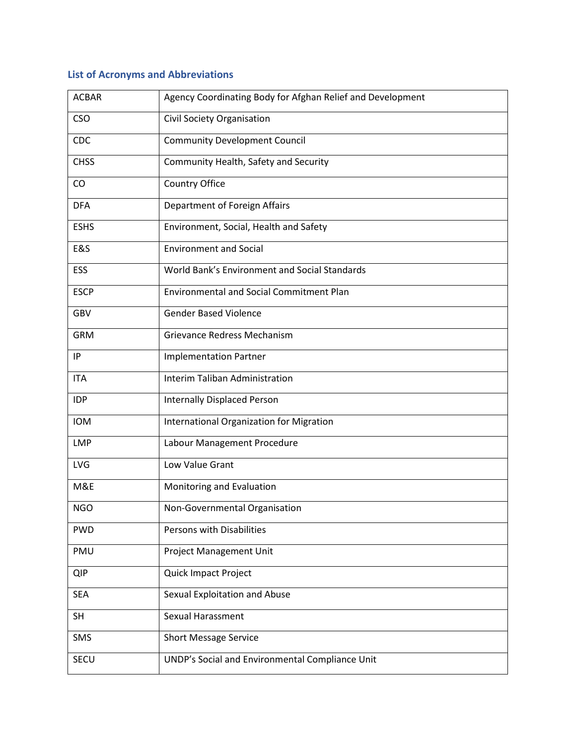## List of Acronyms and Abbreviations

| | |
|---|---|
| ACBAR | Agency Coordinating Body for Afghan Relief and Development |
| CSO | Civil Society Organisation |
| CDC | Community Development Council |
| CHSS | Community Health, Safety and Security |
| CO | Country Office |
| DFA | Department of Foreign Affairs |
| ESHS | Environment, Social, Health and Safety |
| E&S | Environment and Social |
| ESS | World Bank's Environment and Social Standards |
| ESCP | Environmental and Social Commitment Plan |
| GBV | Gender Based Violence |
| GRM | Grievance Redress Mechanism |
| IP | Implementation Partner |
| ITA | Interim Taliban Administration |
| IDP | Internally Displaced Person |
| IOM | International Organization for Migration |
| LMP | Labour Management Procedure |
| LVG | Low Value Grant |
| M&E | Monitoring and Evaluation |
| NGO | Non-Governmental Organisation |
| PWD | Persons with Disabilities |
| PMU | Project Management Unit |
| QIP | Quick Impact Project |
| SEA | Sexual Exploitation and Abuse |
| SH | Sexual Harassment |
| SMS | Short Message Service |
| SECU | UNDP's Social and Environmental Compliance Unit |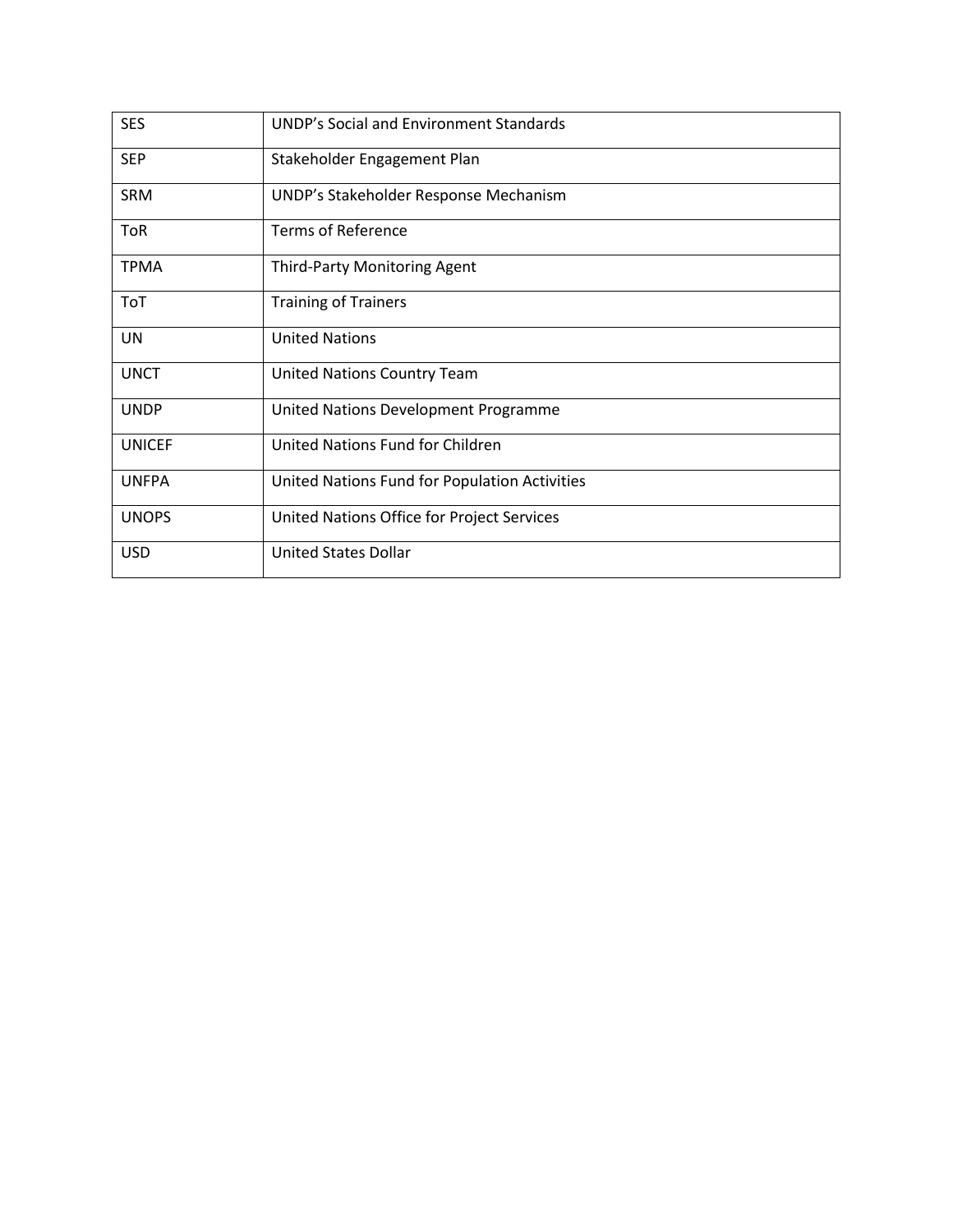| SES | UNDP’s Social and Environment Standards |
|---|---|
| SEP | Stakeholder Engagement Plan |
| SRM | UNDP’s Stakeholder Response Mechanism |
| ToR | Terms of Reference |
| TPMA | Third-Party Monitoring Agent |
| ToT | Training of Trainers |
| UN | United Nations |
| UNCT | United Nations Country Team |
| UNDP | United Nations Development Programme |
| UNICEF | United Nations Fund for Children |
| UNFPA | United Nations Fund for Population Activities |
| UNOPS | United Nations Office for Project Services |
| USD | United States Dollar |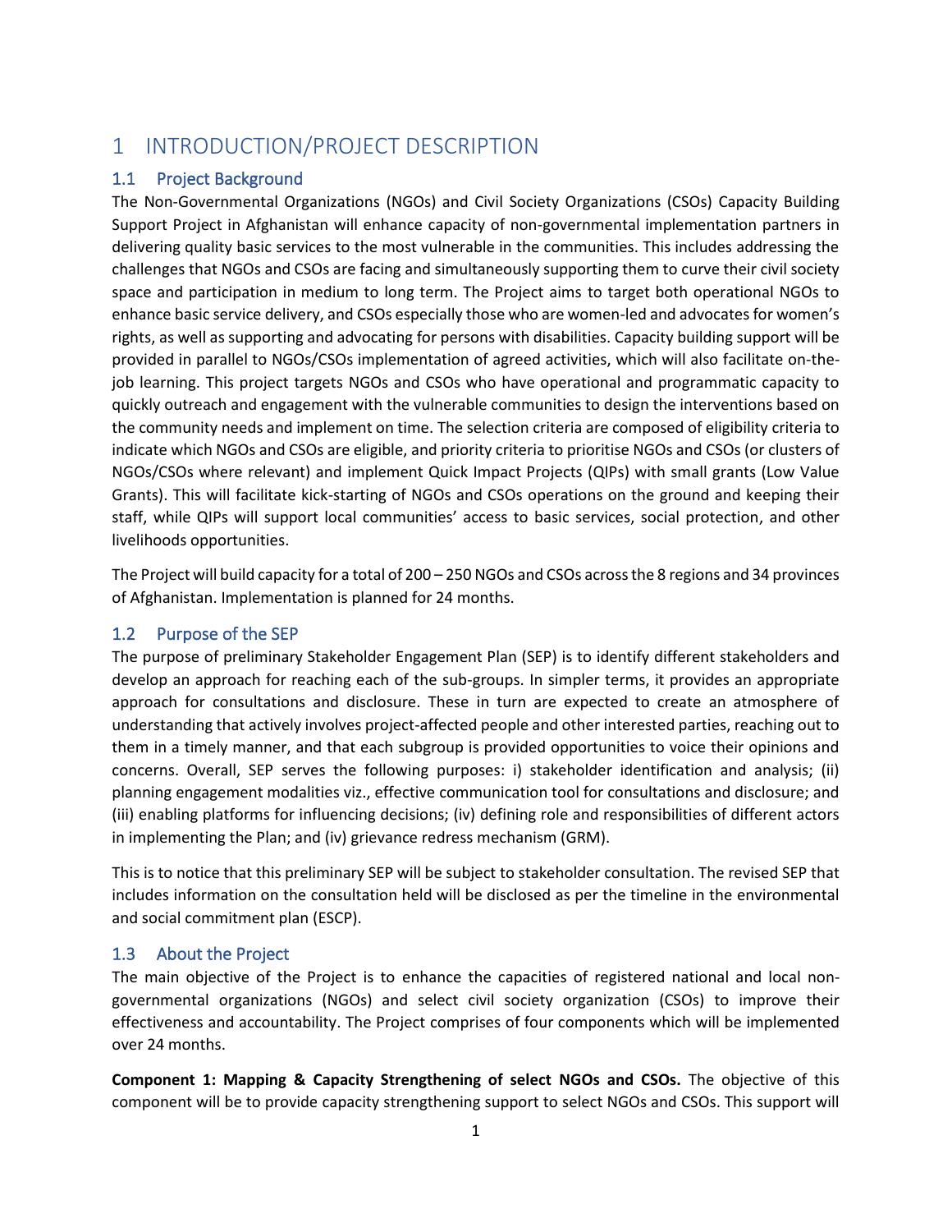# 1 INTRODUCTION/PROJECT DESCRIPTION

## 1.1 Project Background

The Non-Governmental Organizations (NGOs) and Civil Society Organizations (CSOs) Capacity Building Support Project in Afghanistan will enhance capacity of non-governmental implementation partners in delivering quality basic services to the most vulnerable in the communities. This includes addressing the challenges that NGOs and CSOs are facing and simultaneously supporting them to curve their civil society space and participation in medium to long term. The Project aims to target both operational NGOs to enhance basic service delivery, and CSOs especially those who are women-led and advocates for women's rights, as well as supporting and advocating for persons with disabilities. Capacity building support will be provided in parallel to NGOs/CSOs implementation of agreed activities, which will also facilitate on-the-job learning. This project targets NGOs and CSOs who have operational and programmatic capacity to quickly outreach and engagement with the vulnerable communities to design the interventions based on the community needs and implement on time. The selection criteria are composed of eligibility criteria to indicate which NGOs and CSOs are eligible, and priority criteria to prioritise NGOs and CSOs (or clusters of NGOs/CSOs where relevant) and implement Quick Impact Projects (QIPs) with small grants (Low Value Grants). This will facilitate kick-starting of NGOs and CSOs operations on the ground and keeping their staff, while QIPs will support local communities' access to basic services, social protection, and other livelihoods opportunities.

The Project will build capacity for a total of 200 – 250 NGOs and CSOs across the 8 regions and 34 provinces of Afghanistan. Implementation is planned for 24 months.

## 1.2 Purpose of the SEP

The purpose of preliminary Stakeholder Engagement Plan (SEP) is to identify different stakeholders and develop an approach for reaching each of the sub-groups. In simpler terms, it provides an appropriate approach for consultations and disclosure. These in turn are expected to create an atmosphere of understanding that actively involves project-affected people and other interested parties, reaching out to them in a timely manner, and that each subgroup is provided opportunities to voice their opinions and concerns. Overall, SEP serves the following purposes: i) stakeholder identification and analysis; (ii) planning engagement modalities viz., effective communication tool for consultations and disclosure; and (iii) enabling platforms for influencing decisions; (iv) defining role and responsibilities of different actors in implementing the Plan; and (iv) grievance redress mechanism (GRM).

This is to notice that this preliminary SEP will be subject to stakeholder consultation. The revised SEP that includes information on the consultation held will be disclosed as per the timeline in the environmental and social commitment plan (ESCP).

## 1.3 About the Project

The main objective of the Project is to enhance the capacities of registered national and local non-governmental organizations (NGOs) and select civil society organization (CSOs) to improve their effectiveness and accountability. The Project comprises of four components which will be implemented over 24 months.

**Component 1: Mapping & Capacity Strengthening of select NGOs and CSOs.** The objective of this component will be to provide capacity strengthening support to select NGOs and CSOs. This support will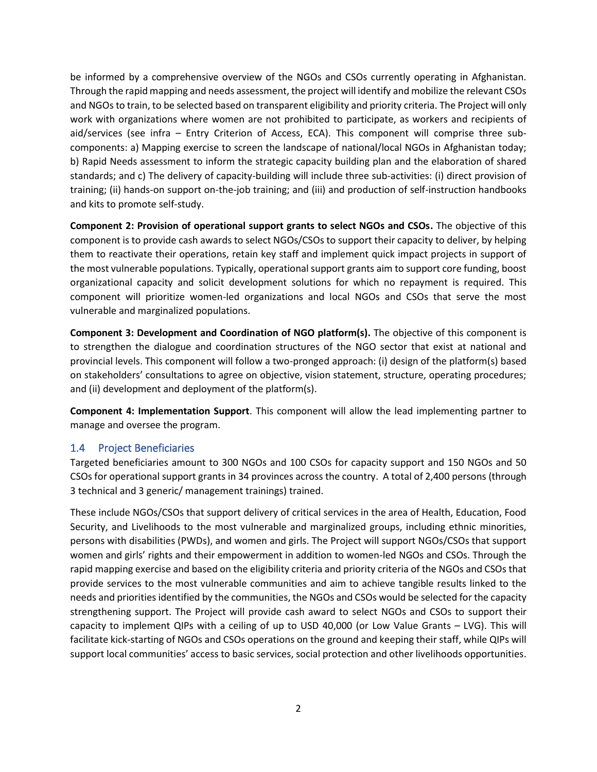be informed by a comprehensive overview of the NGOs and CSOs currently operating in Afghanistan. Through the rapid mapping and needs assessment, the project will identify and mobilize the relevant CSOs and NGOs to train, to be selected based on transparent eligibility and priority criteria. The Project will only work with organizations where women are not prohibited to participate, as workers and recipients of aid/services (see infra – Entry Criterion of Access, ECA). This component will comprise three sub-components: a) Mapping exercise to screen the landscape of national/local NGOs in Afghanistan today; b) Rapid Needs assessment to inform the strategic capacity building plan and the elaboration of shared standards; and c) The delivery of capacity-building will include three sub-activities: (i) direct provision of training; (ii) hands-on support on-the-job training; and (iii) and production of self-instruction handbooks and kits to promote self-study.

**Component 2: Provision of operational support grants to select NGOs and CSOs.** The objective of this component is to provide cash awards to select NGOs/CSOs to support their capacity to deliver, by helping them to reactivate their operations, retain key staff and implement quick impact projects in support of the most vulnerable populations. Typically, operational support grants aim to support core funding, boost organizational capacity and solicit development solutions for which no repayment is required. This component will prioritize women-led organizations and local NGOs and CSOs that serve the most vulnerable and marginalized populations.

**Component 3: Development and Coordination of NGO platform(s).** The objective of this component is to strengthen the dialogue and coordination structures of the NGO sector that exist at national and provincial levels. This component will follow a two-pronged approach: (i) design of the platform(s) based on stakeholders' consultations to agree on objective, vision statement, structure, operating procedures; and (ii) development and deployment of the platform(s).

**Component 4: Implementation Support**. This component will allow the lead implementing partner to manage and oversee the program.

## 1.4 Project Beneficiaries

Targeted beneficiaries amount to 300 NGOs and 100 CSOs for capacity support and 150 NGOs and 50 CSOs for operational support grants in 34 provinces across the country. A total of 2,400 persons (through 3 technical and 3 generic/ management trainings) trained.

These include NGOs/CSOs that support delivery of critical services in the area of Health, Education, Food Security, and Livelihoods to the most vulnerable and marginalized groups, including ethnic minorities, persons with disabilities (PWDs), and women and girls. The Project will support NGOs/CSOs that support women and girls' rights and their empowerment in addition to women-led NGOs and CSOs. Through the rapid mapping exercise and based on the eligibility criteria and priority criteria of the NGOs and CSOs that provide services to the most vulnerable communities and aim to achieve tangible results linked to the needs and priorities identified by the communities, the NGOs and CSOs would be selected for the capacity strengthening support. The Project will provide cash award to select NGOs and CSOs to support their capacity to implement QIPs with a ceiling of up to USD 40,000 (or Low Value Grants – LVG). This will facilitate kick-starting of NGOs and CSOs operations on the ground and keeping their staff, while QIPs will support local communities' access to basic services, social protection and other livelihoods opportunities.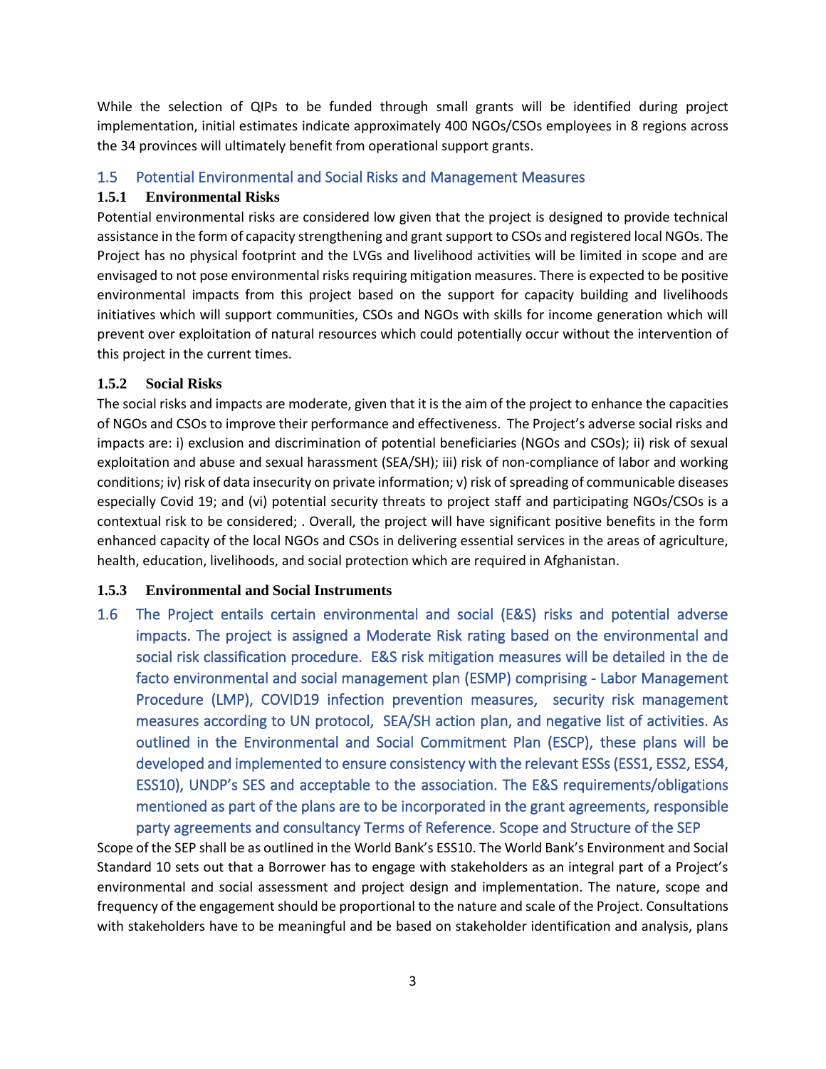While the selection of QIPs to be funded through small grants will be identified during project implementation, initial estimates indicate approximately 400 NGOs/CSOs employees in 8 regions across the 34 provinces will ultimately benefit from operational support grants.

## 1.5 Potential Environmental and Social Risks and Management Measures

### 1.5.1 Environmental Risks

Potential environmental risks are considered low given that the project is designed to provide technical assistance in the form of capacity strengthening and grant support to CSOs and registered local NGOs. The Project has no physical footprint and the LVGs and livelihood activities will be limited in scope and are envisaged to not pose environmental risks requiring mitigation measures. There is expected to be positive environmental impacts from this project based on the support for capacity building and livelihoods initiatives which will support communities, CSOs and NGOs with skills for income generation which will prevent over exploitation of natural resources which could potentially occur without the intervention of this project in the current times.

### 1.5.2 Social Risks

The social risks and impacts are moderate, given that it is the aim of the project to enhance the capacities of NGOs and CSOs to improve their performance and effectiveness. The Project's adverse social risks and impacts are: i) exclusion and discrimination of potential beneficiaries (NGOs and CSOs); ii) risk of sexual exploitation and abuse and sexual harassment (SEA/SH); iii) risk of non-compliance of labor and working conditions; iv) risk of data insecurity on private information; v) risk of spreading of communicable diseases especially Covid 19; and (vi) potential security threats to project staff and participating NGOs/CSOs is a contextual risk to be considered; . Overall, the project will have significant positive benefits in the form enhanced capacity of the local NGOs and CSOs in delivering essential services in the areas of agriculture, health, education, livelihoods, and social protection which are required in Afghanistan.

### 1.5.3 Environmental and Social Instruments

## 1.6 The Project entails certain environmental and social (E&S) risks and potential adverse impacts. The project is assigned a Moderate Risk rating based on the environmental and social risk classification procedure. E&S risk mitigation measures will be detailed in the de facto environmental and social management plan (ESMP) comprising - Labor Management Procedure (LMP), COVID19 infection prevention measures, security risk management measures according to UN protocol, SEA/SH action plan, and negative list of activities. As outlined in the Environmental and Social Commitment Plan (ESCP), these plans will be developed and implemented to ensure consistency with the relevant ESSs (ESS1, ESS2, ESS4, ESS10), UNDP's SES and acceptable to the association. The E&S requirements/obligations mentioned as part of the plans are to be incorporated in the grant agreements, responsible party agreements and consultancy Terms of Reference. Scope and Structure of the SEP

Scope of the SEP shall be as outlined in the World Bank's ESS10. The World Bank's Environment and Social Standard 10 sets out that a Borrower has to engage with stakeholders as an integral part of a Project's environmental and social assessment and project design and implementation. The nature, scope and frequency of the engagement should be proportional to the nature and scale of the Project. Consultations with stakeholders have to be meaningful and be based on stakeholder identification and analysis, plans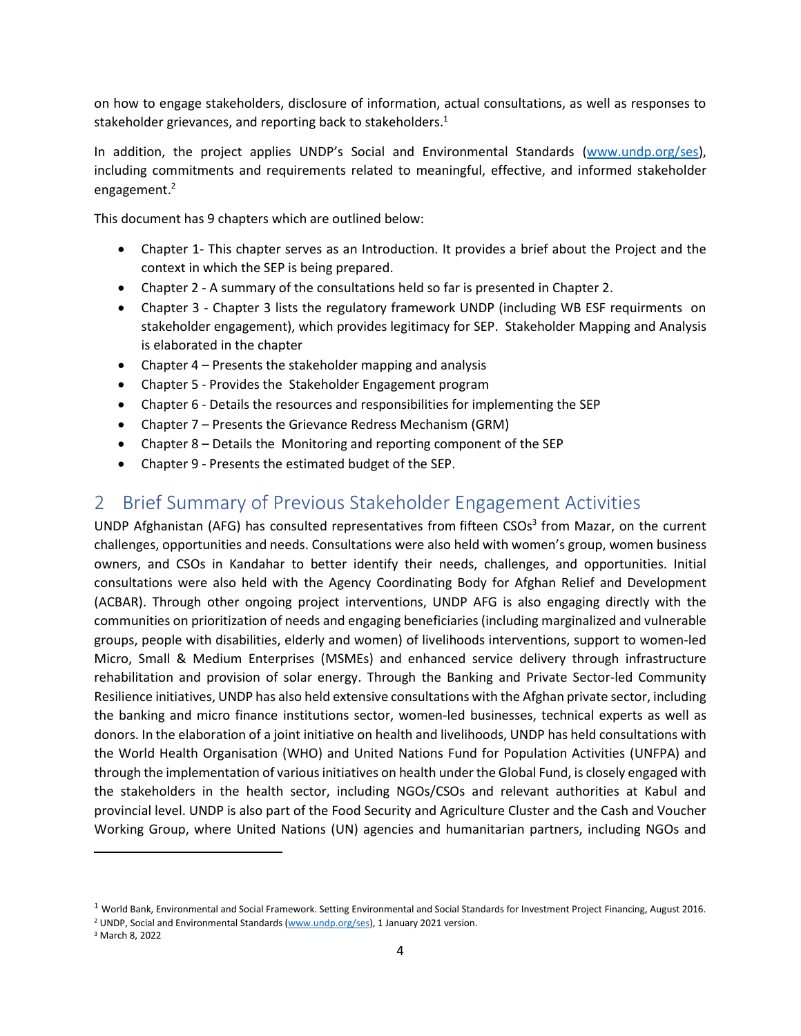on how to engage stakeholders, disclosure of information, actual consultations, as well as responses to stakeholder grievances, and reporting back to stakeholders.[1]

In addition, the project applies UNDP's Social and Environmental Standards (www.undp.org/ses), including commitments and requirements related to meaningful, effective, and informed stakeholder engagement.[2]

This document has 9 chapters which are outlined below:

- Chapter 1- This chapter serves as an Introduction. It provides a brief about the Project and the context in which the SEP is being prepared.
- Chapter 2 - A summary of the consultations held so far is presented in Chapter 2.
- Chapter 3 - Chapter 3 lists the regulatory framework UNDP (including WB ESF requirments on stakeholder engagement), which provides legitimacy for SEP. Stakeholder Mapping and Analysis is elaborated in the chapter
- Chapter 4 – Presents the stakeholder mapping and analysis
- Chapter 5 - Provides the Stakeholder Engagement program
- Chapter 6 - Details the resources and responsibilities for implementing the SEP
- Chapter 7 – Presents the Grievance Redress Mechanism (GRM)
- Chapter 8 – Details the Monitoring and reporting component of the SEP
- Chapter 9 - Presents the estimated budget of the SEP.

# 2 Brief Summary of Previous Stakeholder Engagement Activities

UNDP Afghanistan (AFG) has consulted representatives from fifteen CSOs[3] from Mazar, on the current challenges, opportunities and needs. Consultations were also held with women's group, women business owners, and CSOs in Kandahar to better identify their needs, challenges, and opportunities. Initial consultations were also held with the Agency Coordinating Body for Afghan Relief and Development (ACBAR). Through other ongoing project interventions, UNDP AFG is also engaging directly with the communities on prioritization of needs and engaging beneficiaries (including marginalized and vulnerable groups, people with disabilities, elderly and women) of livelihoods interventions, support to women-led Micro, Small & Medium Enterprises (MSMEs) and enhanced service delivery through infrastructure rehabilitation and provision of solar energy. Through the Banking and Private Sector-led Community Resilience initiatives, UNDP has also held extensive consultations with the Afghan private sector, including the banking and micro finance institutions sector, women-led businesses, technical experts as well as donors. In the elaboration of a joint initiative on health and livelihoods, UNDP has held consultations with the World Health Organisation (WHO) and United Nations Fund for Population Activities (UNFPA) and through the implementation of various initiatives on health under the Global Fund, is closely engaged with the stakeholders in the health sector, including NGOs/CSOs and relevant authorities at Kabul and provincial level. UNDP is also part of the Food Security and Agriculture Cluster and the Cash and Voucher Working Group, where United Nations (UN) agencies and humanitarian partners, including NGOs and

---

[1] World Bank, Environmental and Social Framework. Setting Environmental and Social Standards for Investment Project Financing, August 2016.

[2] UNDP, Social and Environmental Standards (www.undp.org/ses), 1 January 2021 version.

[3] March 8, 2022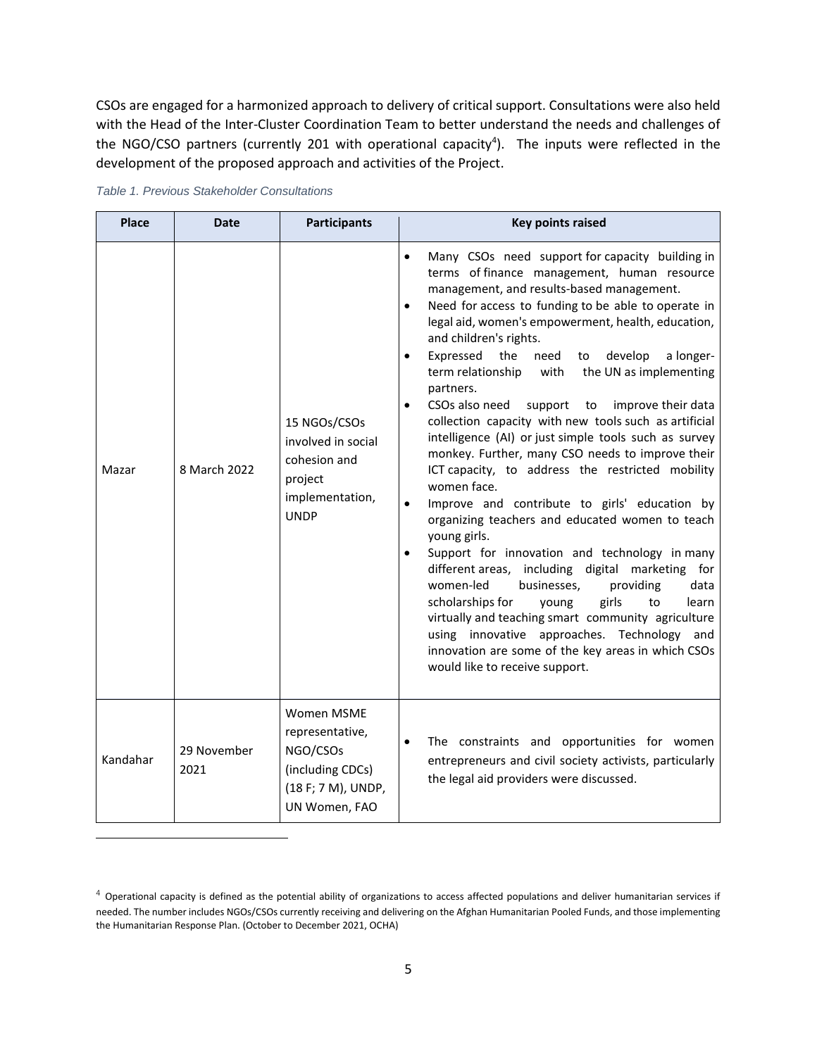CSOs are engaged for a harmonized approach to delivery of critical support. Consultations were also held with the Head of the Inter-Cluster Coordination Team to better understand the needs and challenges of the NGO/CSO partners (currently 201 with operational capacity[4]). The inputs were reflected in the development of the proposed approach and activities of the Project.

*Table 1. Previous Stakeholder Consultations*

| Place | Date | Participants | Key points raised |
|---|---|---|---|
| Mazar | 8 March 2022 | 15 NGOs/CSOs involved in social cohesion and project implementation, UNDP | • Many CSOs need support for capacity building in terms of finance management, human resource management, and results-based management.<br>• Need for access to funding to be able to operate in legal aid, women's empowerment, health, education, and children's rights.<br>• Expressed the need to develop a longer-term relationship with the UN as implementing partners.<br>• CSOs also need support to improve their data collection capacity with new tools such as artificial intelligence (AI) or just simple tools such as survey monkey. Further, many CSO needs to improve their ICT capacity, to address the restricted mobility women face.<br>• Improve and contribute to girls' education by organizing teachers and educated women to teach young girls.<br>• Support for innovation and technology in many different areas, including digital marketing for women-led businesses, providing data scholarships for young girls to learn virtually and teaching smart community agriculture using innovative approaches. Technology and innovation are some of the key areas in which CSOs would like to receive support. |
| Kandahar | 29 November 2021 | Women MSME representative, NGO/CSOs (including CDCs) (18 F; 7 M), UNDP, UN Women, FAO | • The constraints and opportunities for women entrepreneurs and civil society activists, particularly the legal aid providers were discussed. |

[4] Operational capacity is defined as the potential ability of organizations to access affected populations and deliver humanitarian services if needed. The number includes NGOs/CSOs currently receiving and delivering on the Afghan Humanitarian Pooled Funds, and those implementing the Humanitarian Response Plan. (October to December 2021, OCHA)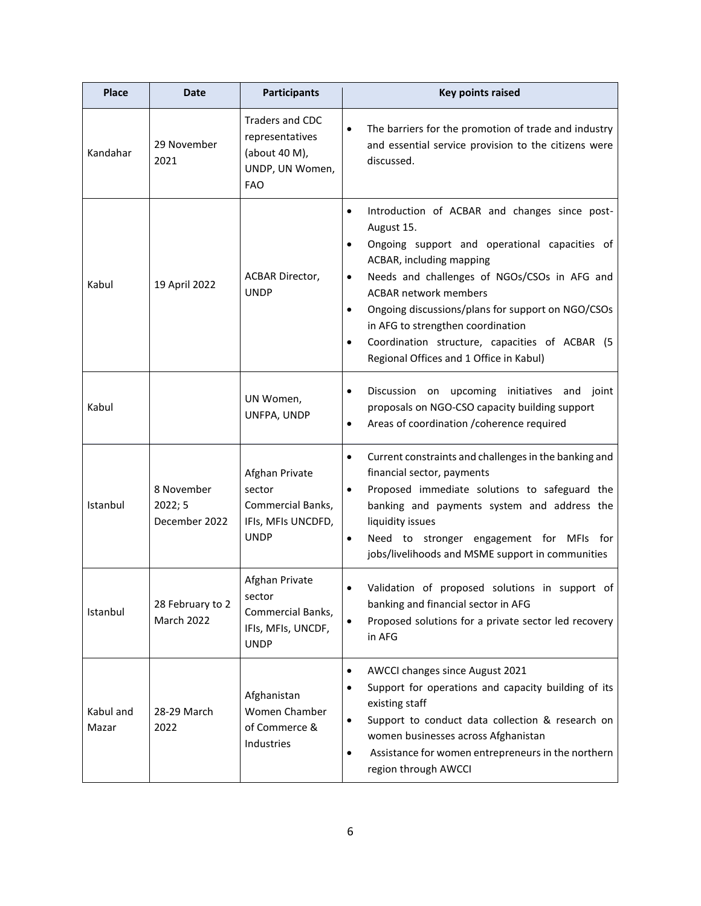| Place | Date | Participants | Key points raised |
|---|---|---|---|
| Kandahar | 29 November 2021 | Traders and CDC representatives (about 40 M), UNDP, UN Women, FAO | • The barriers for the promotion of trade and industry and essential service provision to the citizens were discussed. |
| Kabul | 19 April 2022 | ACBAR Director, UNDP | • Introduction of ACBAR and changes since post-August 15.<br>• Ongoing support and operational capacities of ACBAR, including mapping<br>• Needs and challenges of NGOs/CSOs in AFG and ACBAR network members<br>• Ongoing discussions/plans for support on NGO/CSOs in AFG to strengthen coordination<br>• Coordination structure, capacities of ACBAR (5 Regional Offices and 1 Office in Kabul) |
| Kabul | | UN Women, UNFPA, UNDP | • Discussion on upcoming initiatives and joint proposals on NGO-CSO capacity building support<br>• Areas of coordination /coherence required |
| Istanbul | 8 November 2022; 5 December 2022 | Afghan Private sector Commercial Banks, IFIs, MFIs UNCDFD, UNDP | • Current constraints and challenges in the banking and financial sector, payments<br>• Proposed immediate solutions to safeguard the banking and payments system and address the liquidity issues<br>• Need to stronger engagement for MFIs for jobs/livelihoods and MSME support in communities |
| Istanbul | 28 February to 2 March 2022 | Afghan Private sector Commercial Banks, IFIs, MFIs, UNCDF, UNDP | • Validation of proposed solutions in support of banking and financial sector in AFG<br>• Proposed solutions for a private sector led recovery in AFG |
| Kabul and Mazar | 28-29 March 2022 | Afghanistan Women Chamber of Commerce & Industries | • AWCCI changes since August 2021<br>• Support for operations and capacity building of its existing staff<br>• Support to conduct data collection & research on women businesses across Afghanistan<br>• Assistance for women entrepreneurs in the northern region through AWCCI |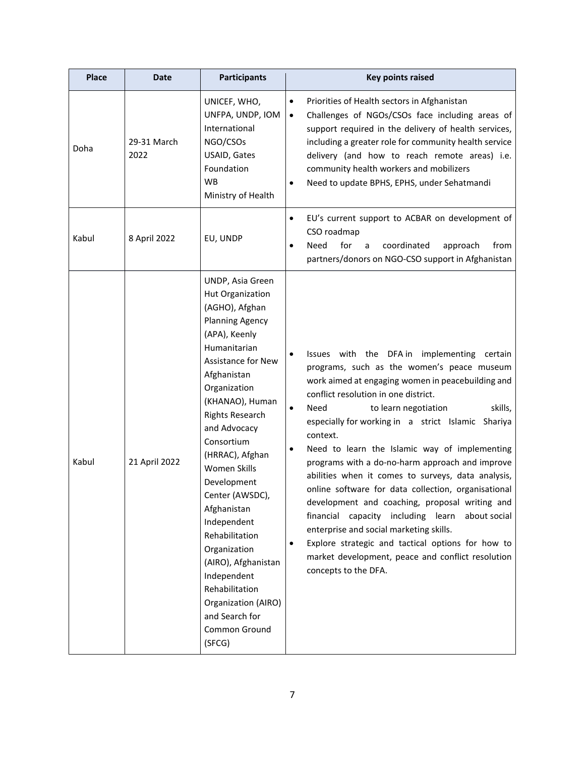| Place | Date | Participants | Key points raised |
|---|---|---|---|
| Doha | 29-31 March 2022 | UNICEF, WHO, UNFPA, UNDP, IOM International NGO/CSOs USAID, Gates Foundation WB Ministry of Health | • Priorities of Health sectors in Afghanistan<br>• Challenges of NGOs/CSOs face including areas of support required in the delivery of health services, including a greater role for community health service delivery (and how to reach remote areas) i.e. community health workers and mobilizers<br>• Need to update BPHS, EPHS, under Sehatmandi |
| Kabul | 8 April 2022 | EU, UNDP | • EU's current support to ACBAR on development of CSO roadmap<br>• Need for a coordinated approach from partners/donors on NGO-CSO support in Afghanistan |
| Kabul | 21 April 2022 | UNDP, Asia Green Hut Organization (AGHO), Afghan Planning Agency (APA), Keenly Humanitarian Assistance for New Afghanistan Organization (KHANAO), Human Rights Research and Advocacy Consortium (HRRAC), Afghan Women Skills Development Center (AWSDC), Afghanistan Independent Rehabilitation Organization (AIRO), Afghanistan Independent Rehabilitation Organization (AIRO) and Search for Common Ground (SFCG) | • Issues with the DFA in implementing certain programs, such as the women's peace museum work aimed at engaging women in peacebuilding and conflict resolution in one district.<br>• Need to learn negotiation skills, especially for working in a strict Islamic Shariya context.<br>• Need to learn the Islamic way of implementing programs with a do-no-harm approach and improve abilities when it comes to surveys, data analysis, online software for data collection, organisational development and coaching, proposal writing and financial capacity including learn about social enterprise and social marketing skills.<br>• Explore strategic and tactical options for how to market development, peace and conflict resolution concepts to the DFA. |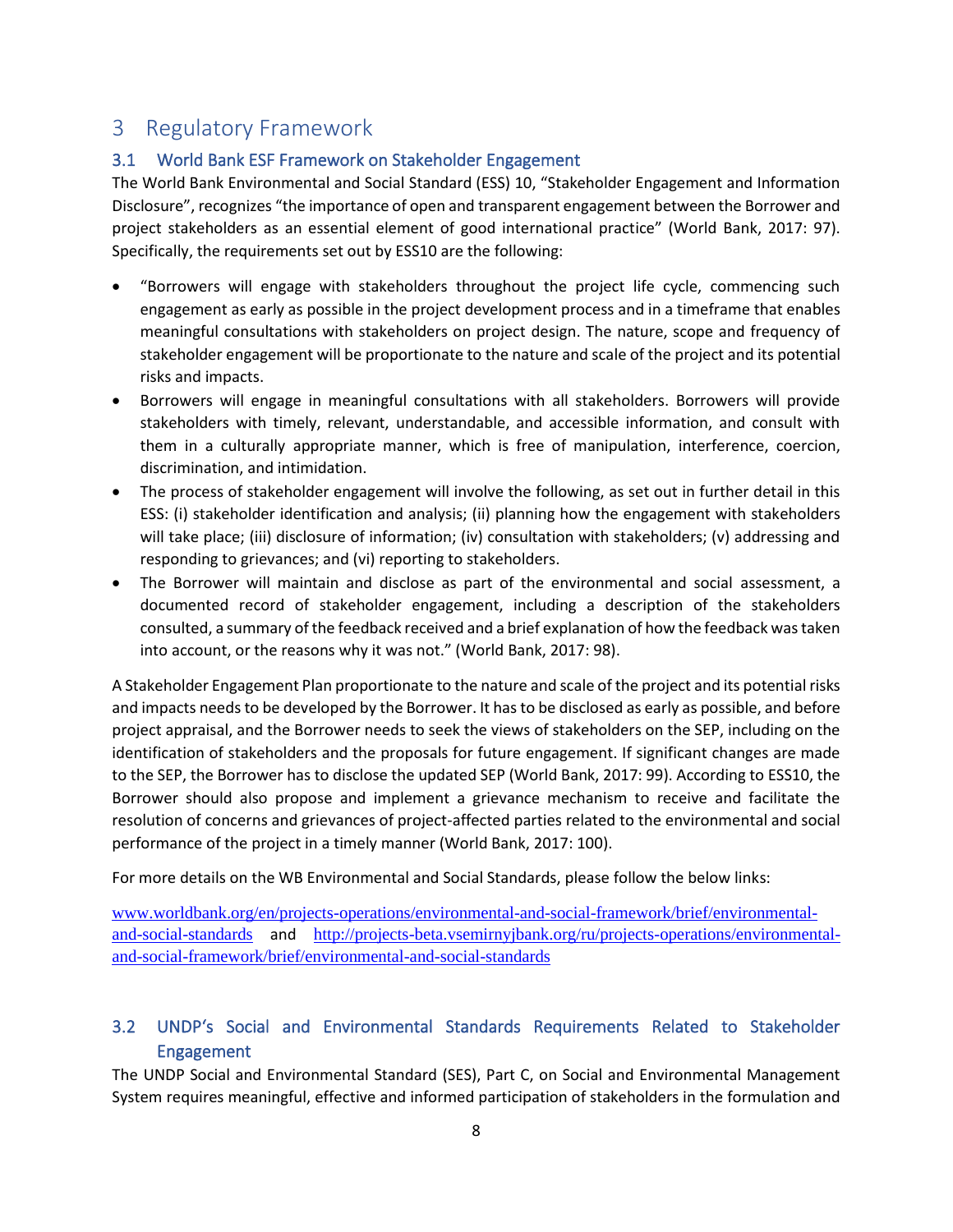# 3 Regulatory Framework

## 3.1 World Bank ESF Framework on Stakeholder Engagement

The World Bank Environmental and Social Standard (ESS) 10, "Stakeholder Engagement and Information Disclosure", recognizes "the importance of open and transparent engagement between the Borrower and project stakeholders as an essential element of good international practice" (World Bank, 2017: 97). Specifically, the requirements set out by ESS10 are the following:

- "Borrowers will engage with stakeholders throughout the project life cycle, commencing such engagement as early as possible in the project development process and in a timeframe that enables meaningful consultations with stakeholders on project design. The nature, scope and frequency of stakeholder engagement will be proportionate to the nature and scale of the project and its potential risks and impacts.
- Borrowers will engage in meaningful consultations with all stakeholders. Borrowers will provide stakeholders with timely, relevant, understandable, and accessible information, and consult with them in a culturally appropriate manner, which is free of manipulation, interference, coercion, discrimination, and intimidation.
- The process of stakeholder engagement will involve the following, as set out in further detail in this ESS: (i) stakeholder identification and analysis; (ii) planning how the engagement with stakeholders will take place; (iii) disclosure of information; (iv) consultation with stakeholders; (v) addressing and responding to grievances; and (vi) reporting to stakeholders.
- The Borrower will maintain and disclose as part of the environmental and social assessment, a documented record of stakeholder engagement, including a description of the stakeholders consulted, a summary of the feedback received and a brief explanation of how the feedback was taken into account, or the reasons why it was not." (World Bank, 2017: 98).

A Stakeholder Engagement Plan proportionate to the nature and scale of the project and its potential risks and impacts needs to be developed by the Borrower. It has to be disclosed as early as possible, and before project appraisal, and the Borrower needs to seek the views of stakeholders on the SEP, including on the identification of stakeholders and the proposals for future engagement. If significant changes are made to the SEP, the Borrower has to disclose the updated SEP (World Bank, 2017: 99). According to ESS10, the Borrower should also propose and implement a grievance mechanism to receive and facilitate the resolution of concerns and grievances of project-affected parties related to the environmental and social performance of the project in a timely manner (World Bank, 2017: 100).

For more details on the WB Environmental and Social Standards, please follow the below links:

www.worldbank.org/en/projects-operations/environmental-and-social-framework/brief/environmental-and-social-standards and http://projects-beta.vsemirnyjbank.org/ru/projects-operations/environmental-and-social-framework/brief/environmental-and-social-standards

## 3.2 UNDP's Social and Environmental Standards Requirements Related to Stakeholder Engagement

The UNDP Social and Environmental Standard (SES), Part C, on Social and Environmental Management System requires meaningful, effective and informed participation of stakeholders in the formulation and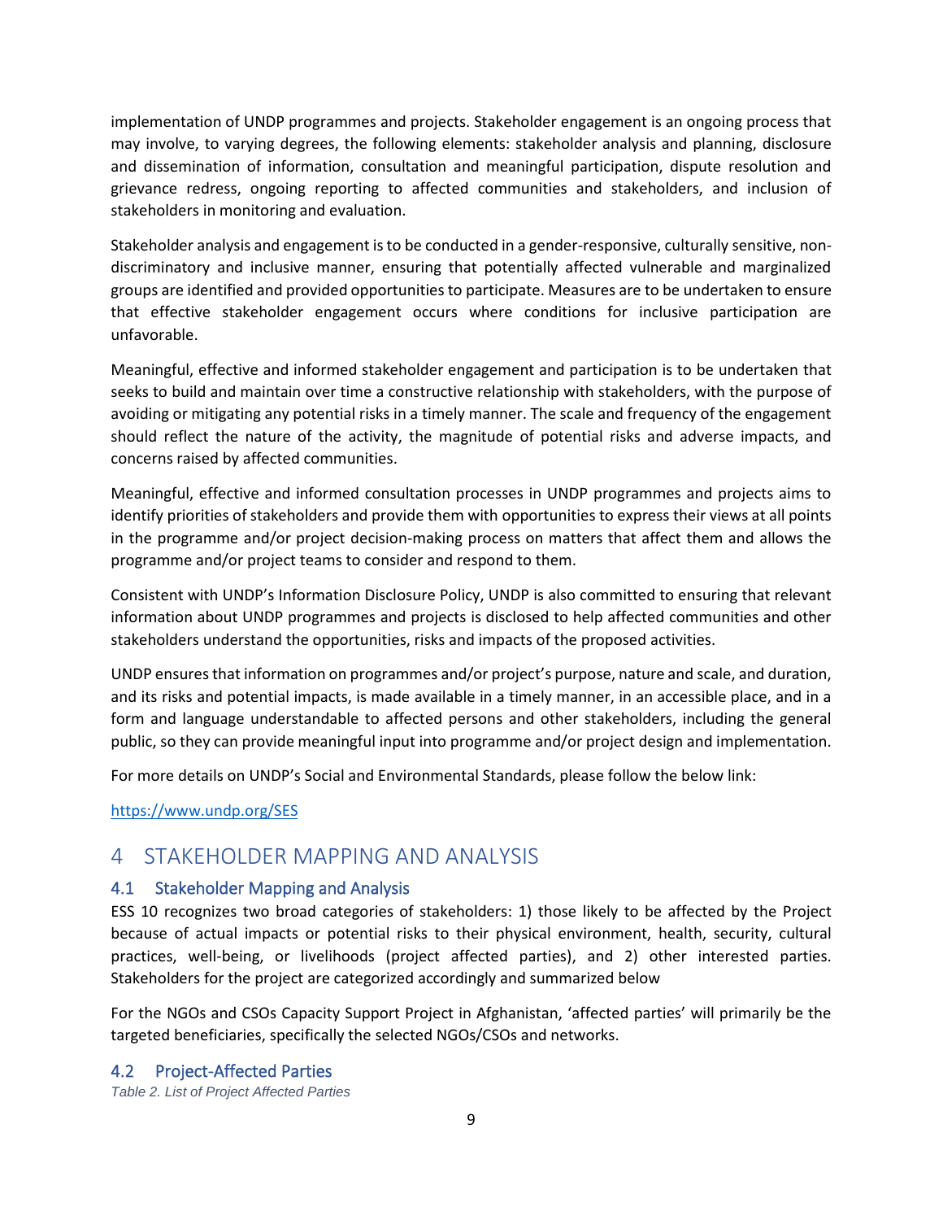implementation of UNDP programmes and projects. Stakeholder engagement is an ongoing process that may involve, to varying degrees, the following elements: stakeholder analysis and planning, disclosure and dissemination of information, consultation and meaningful participation, dispute resolution and grievance redress, ongoing reporting to affected communities and stakeholders, and inclusion of stakeholders in monitoring and evaluation.

Stakeholder analysis and engagement is to be conducted in a gender-responsive, culturally sensitive, non-discriminatory and inclusive manner, ensuring that potentially affected vulnerable and marginalized groups are identified and provided opportunities to participate. Measures are to be undertaken to ensure that effective stakeholder engagement occurs where conditions for inclusive participation are unfavorable.

Meaningful, effective and informed stakeholder engagement and participation is to be undertaken that seeks to build and maintain over time a constructive relationship with stakeholders, with the purpose of avoiding or mitigating any potential risks in a timely manner. The scale and frequency of the engagement should reflect the nature of the activity, the magnitude of potential risks and adverse impacts, and concerns raised by affected communities.

Meaningful, effective and informed consultation processes in UNDP programmes and projects aims to identify priorities of stakeholders and provide them with opportunities to express their views at all points in the programme and/or project decision-making process on matters that affect them and allows the programme and/or project teams to consider and respond to them.

Consistent with UNDP's Information Disclosure Policy, UNDP is also committed to ensuring that relevant information about UNDP programmes and projects is disclosed to help affected communities and other stakeholders understand the opportunities, risks and impacts of the proposed activities.

UNDP ensures that information on programmes and/or project's purpose, nature and scale, and duration, and its risks and potential impacts, is made available in a timely manner, in an accessible place, and in a form and language understandable to affected persons and other stakeholders, including the general public, so they can provide meaningful input into programme and/or project design and implementation.

For more details on UNDP's Social and Environmental Standards, please follow the below link:

https://www.undp.org/SES

# 4 STAKEHOLDER MAPPING AND ANALYSIS

## 4.1 Stakeholder Mapping and Analysis

ESS 10 recognizes two broad categories of stakeholders: 1) those likely to be affected by the Project because of actual impacts or potential risks to their physical environment, health, security, cultural practices, well-being, or livelihoods (project affected parties), and 2) other interested parties. Stakeholders for the project are categorized accordingly and summarized below

For the NGOs and CSOs Capacity Support Project in Afghanistan, 'affected parties' will primarily be the targeted beneficiaries, specifically the selected NGOs/CSOs and networks.

## 4.2 Project-Affected Parties

*Table 2. List of Project Affected Parties*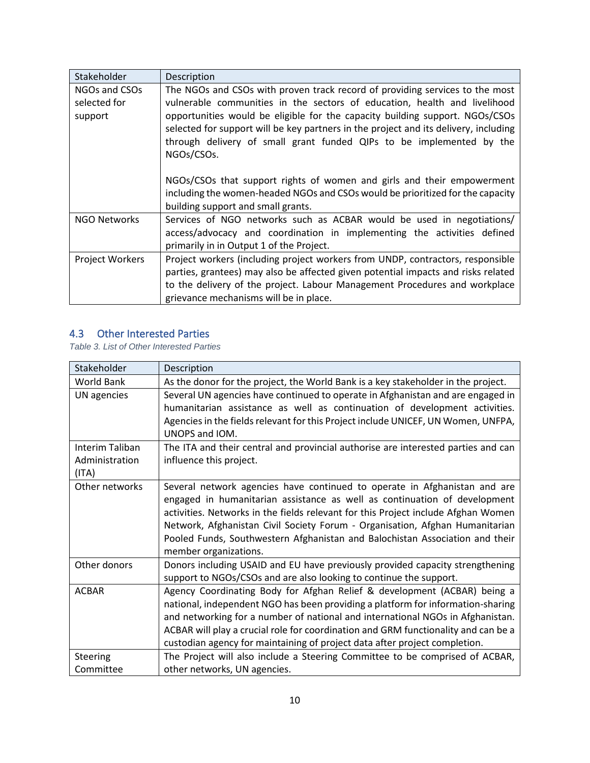| Stakeholder | Description |
| --- | --- |
| NGOs and CSOs selected for support | The NGOs and CSOs with proven track record of providing services to the most vulnerable communities in the sectors of education, health and livelihood opportunities would be eligible for the capacity building support. NGOs/CSOs selected for support will be key partners in the project and its delivery, including through delivery of small grant funded QIPs to be implemented by the NGOs/CSOs.<br><br>NGOs/CSOs that support rights of women and girls and their empowerment including the women-headed NGOs and CSOs would be prioritized for the capacity building support and small grants. |
| NGO Networks | Services of NGO networks such as ACBAR would be used in negotiations/ access/advocacy and coordination in implementing the activities defined primarily in in Output 1 of the Project. |
| Project Workers | Project workers (including project workers from UNDP, contractors, responsible parties, grantees) may also be affected given potential impacts and risks related to the delivery of the project. Labour Management Procedures and workplace grievance mechanisms will be in place. |

## 4.3 Other Interested Parties

*Table 3. List of Other Interested Parties*

| Stakeholder | Description |
| --- | --- |
| World Bank | As the donor for the project, the World Bank is a key stakeholder in the project. |
| UN agencies | Several UN agencies have continued to operate in Afghanistan and are engaged in humanitarian assistance as well as continuation of development activities. Agencies in the fields relevant for this Project include UNICEF, UN Women, UNFPA, UNOPS and IOM. |
| Interim Taliban Administration (ITA) | The ITA and their central and provincial authorise are interested parties and can influence this project. |
| Other networks | Several network agencies have continued to operate in Afghanistan and are engaged in humanitarian assistance as well as continuation of development activities. Networks in the fields relevant for this Project include Afghan Women Network, Afghanistan Civil Society Forum - Organisation, Afghan Humanitarian Pooled Funds, Southwestern Afghanistan and Balochistan Association and their member organizations. |
| Other donors | Donors including USAID and EU have previously provided capacity strengthening support to NGOs/CSOs and are also looking to continue the support. |
| ACBAR | Agency Coordinating Body for Afghan Relief & development (ACBAR) being a national, independent NGO has been providing a platform for information-sharing and networking for a number of national and international NGOs in Afghanistan. ACBAR will play a crucial role for coordination and GRM functionality and can be a custodian agency for maintaining of project data after project completion. |
| Steering Committee | The Project will also include a Steering Committee to be comprised of ACBAR, other networks, UN agencies. |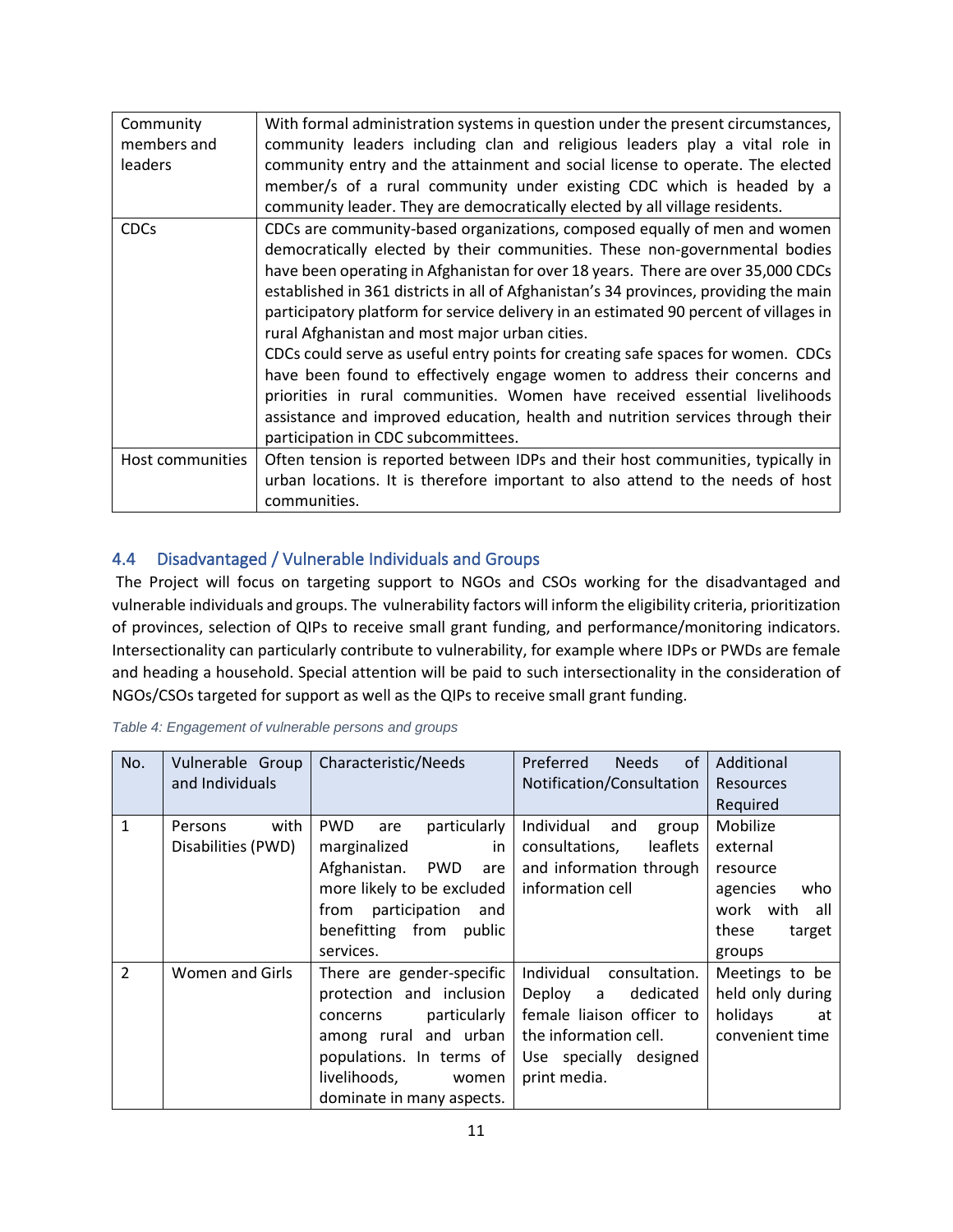| Community members and leaders | With formal administration systems in question under the present circumstances, community leaders including clan and religious leaders play a vital role in community entry and the attainment and social license to operate. The elected member/s of a rural community under existing CDC which is headed by a community leader. They are democratically elected by all village residents. |
|---|---|
| CDCs | CDCs are community-based organizations, composed equally of men and women democratically elected by their communities. These non-governmental bodies have been operating in Afghanistan for over 18 years. There are over 35,000 CDCs established in 361 districts in all of Afghanistan's 34 provinces, providing the main participatory platform for service delivery in an estimated 90 percent of villages in rural Afghanistan and most major urban cities.<br>CDCs could serve as useful entry points for creating safe spaces for women. CDCs have been found to effectively engage women to address their concerns and priorities in rural communities. Women have received essential livelihoods assistance and improved education, health and nutrition services through their participation in CDC subcommittees. |
| Host communities | Often tension is reported between IDPs and their host communities, typically in urban locations. It is therefore important to also attend to the needs of host communities. |

## 4.4 Disadvantaged / Vulnerable Individuals and Groups

The Project will focus on targeting support to NGOs and CSOs working for the disadvantaged and vulnerable individuals and groups. The vulnerability factors will inform the eligibility criteria, prioritization of provinces, selection of QIPs to receive small grant funding, and performance/monitoring indicators. Intersectionality can particularly contribute to vulnerability, for example where IDPs or PWDs are female and heading a household. Special attention will be paid to such intersectionality in the consideration of NGOs/CSOs targeted for support as well as the QIPs to receive small grant funding.

*Table 4: Engagement of vulnerable persons and groups*

| No. | Vulnerable Group and Individuals | Characteristic/Needs | Preferred Needs of Notification/Consultation | Additional Resources Required |
|---|---|---|---|---|
| 1 | Persons with Disabilities (PWD) | PWD are particularly marginalized in Afghanistan. PWD are more likely to be excluded from participation and benefitting from public services. | Individual and group consultations, leaflets and information through information cell | Mobilize external resource agencies who work with all these target groups |
| 2 | Women and Girls | There are gender-specific protection and inclusion concerns particularly among rural and urban populations. In terms of livelihoods, women dominate in many aspects. | Individual consultation. Deploy a dedicated female liaison officer to the information cell. Use specially designed print media. | Meetings to be held only during holidays at convenient time |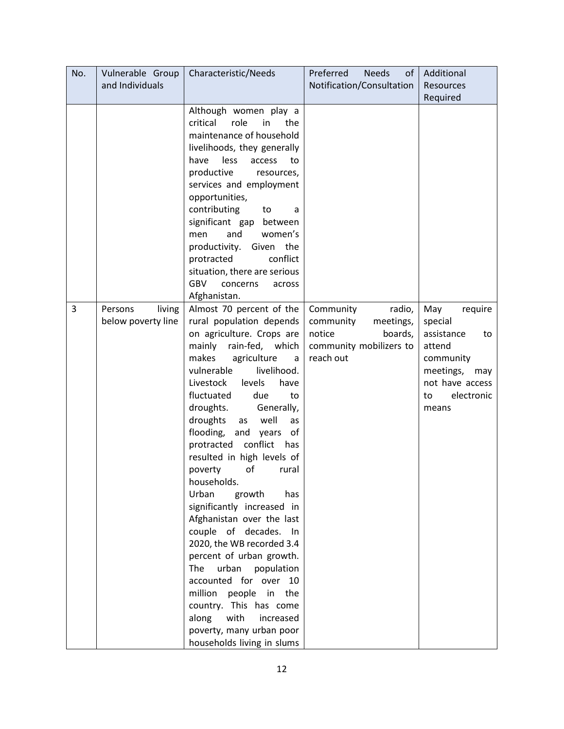| No. | Vulnerable Group and Individuals | Characteristic/Needs | Preferred Needs of Notification/Consultation | Additional Resources Required |
|---|---|---|---|---|
| | | Although women play a critical role in the maintenance of household livelihoods, they generally have less access to productive resources, services and employment opportunities, contributing to a significant gap between men and women's productivity. Given the protracted conflict situation, there are serious GBV concerns across Afghanistan. | | |
| 3 | Persons living below poverty line | Almost 70 percent of the rural population depends on agriculture. Crops are mainly rain-fed, which makes agriculture a vulnerable livelihood. Livestock levels have fluctuated due to droughts. Generally, droughts as well as flooding, and years of protracted conflict has resulted in high levels of poverty of rural households. Urban growth has significantly increased in Afghanistan over the last couple of decades. In 2020, the WB recorded 3.4 percent of urban growth. The urban population accounted for over 10 million people in the country. This has come along with increased poverty, many urban poor households living in slums | Community radio, community meetings, notice boards, community mobilizers to reach out | May require special assistance to attend community meetings, may not have access to electronic means |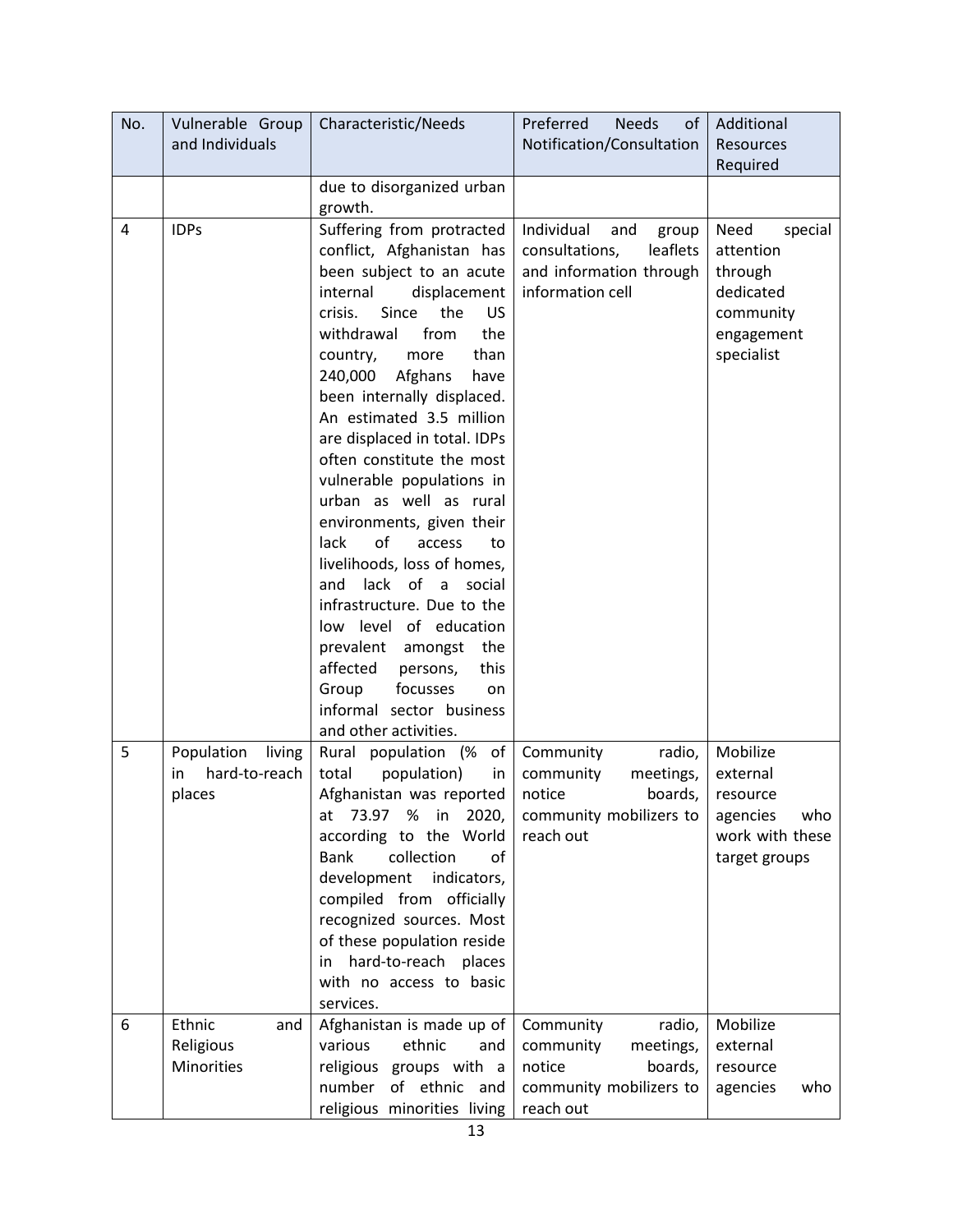| No. | Vulnerable Group and Individuals | Characteristic/Needs | Preferred Needs of Notification/Consultation | Additional Resources Required |
|---|---|---|---|---|
| | | due to disorganized urban growth. | | |
| 4 | IDPs | Suffering from protracted conflict, Afghanistan has been subject to an acute internal displacement crisis. Since the US withdrawal from the country, more than 240,000 Afghans have been internally displaced. An estimated 3.5 million are displaced in total. IDPs often constitute the most vulnerable populations in urban as well as rural environments, given their lack of access to livelihoods, loss of homes, and lack of a social infrastructure. Due to the low level of education prevalent amongst the affected persons, this Group focusses on informal sector business and other activities. | Individual and group consultations, leaflets and information through information cell | Need special attention through dedicated community engagement specialist |
| 5 | Population living in hard-to-reach places | Rural population (% of total population) in Afghanistan was reported at 73.97 % in 2020, according to the World Bank collection of development indicators, compiled from officially recognized sources. Most of these population reside in hard-to-reach places with no access to basic services. | Community radio, community meetings, notice boards, community mobilizers to reach out | Mobilize external resource agencies who work with these target groups |
| 6 | Ethnic and Religious Minorities | Afghanistan is made up of various ethnic and religious groups with a number of ethnic and religious minorities living | Community radio, community meetings, notice boards, community mobilizers to reach out | Mobilize external resource agencies who |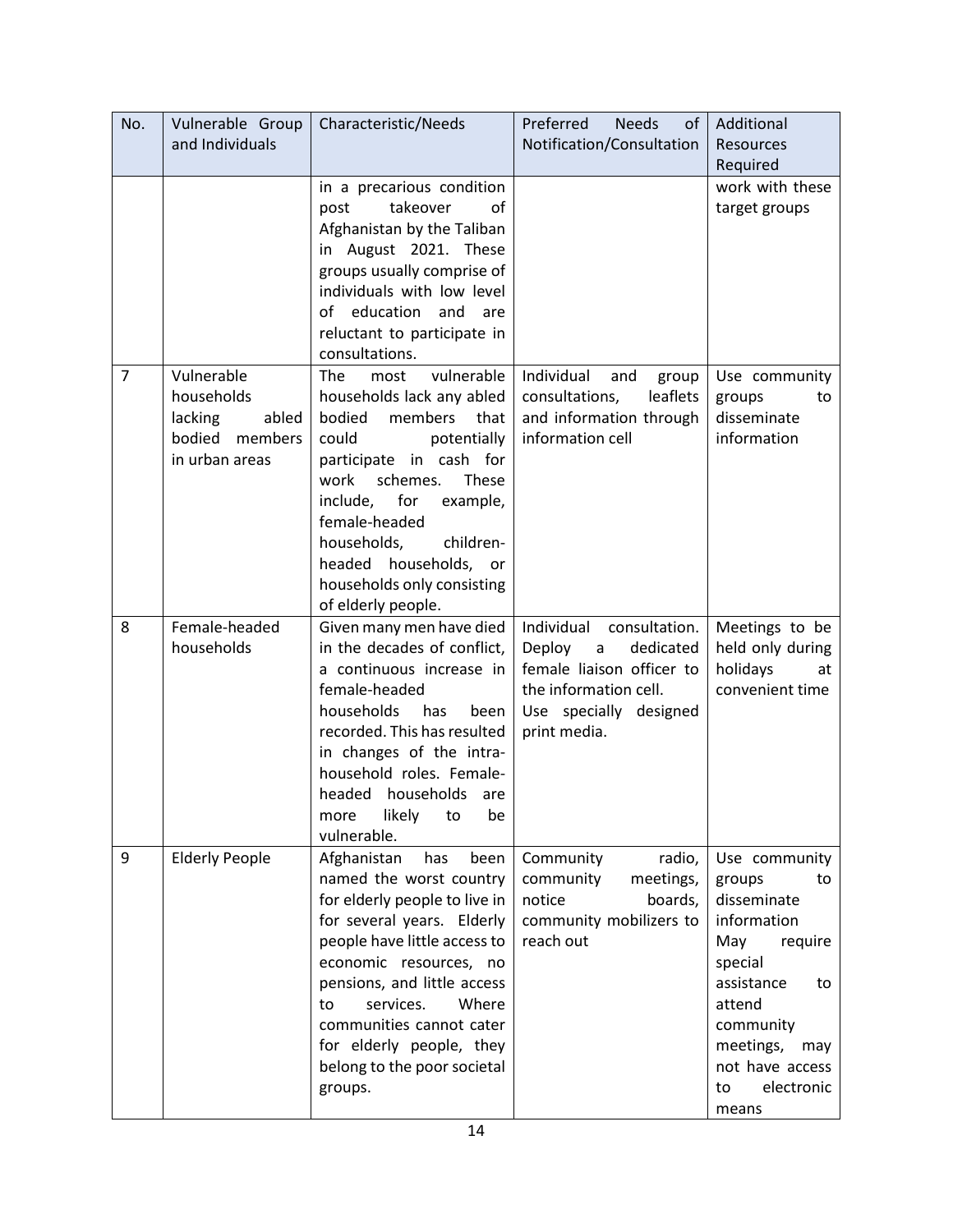| No. | Vulnerable Group and Individuals | Characteristic/Needs | Preferred Needs of Notification/Consultation | Additional Resources Required |
| --- | --- | --- | --- | --- |
| | | in a precarious condition post takeover of Afghanistan by the Taliban in August 2021. These groups usually comprise of individuals with low level of education and are reluctant to participate in consultations. | | work with these target groups |
| 7 | Vulnerable households lacking abled bodied members in urban areas | The most vulnerable households lack any abled bodied members that could potentially participate in cash for work schemes. These include, for example, female-headed households, children-headed households, or households only consisting of elderly people. | Individual and group consultations, leaflets and information through information cell | Use community groups to disseminate information |
| 8 | Female-headed households | Given many men have died in the decades of conflict, a continuous increase in female-headed households has been recorded. This has resulted in changes of the intra-household roles. Female-headed households are more likely to be vulnerable. | Individual consultation. Deploy a dedicated female liaison officer to the information cell. Use specially designed print media. | Meetings to be held only during holidays at convenient time |
| 9 | Elderly People | Afghanistan has been named the worst country for elderly people to live in for several years. Elderly people have little access to economic resources, no pensions, and little access to services. Where communities cannot cater for elderly people, they belong to the poor societal groups. | Community radio, community meetings, notice boards, community mobilizers to reach out | Use community groups to disseminate information May require special assistance to attend community meetings, may not have access to electronic means |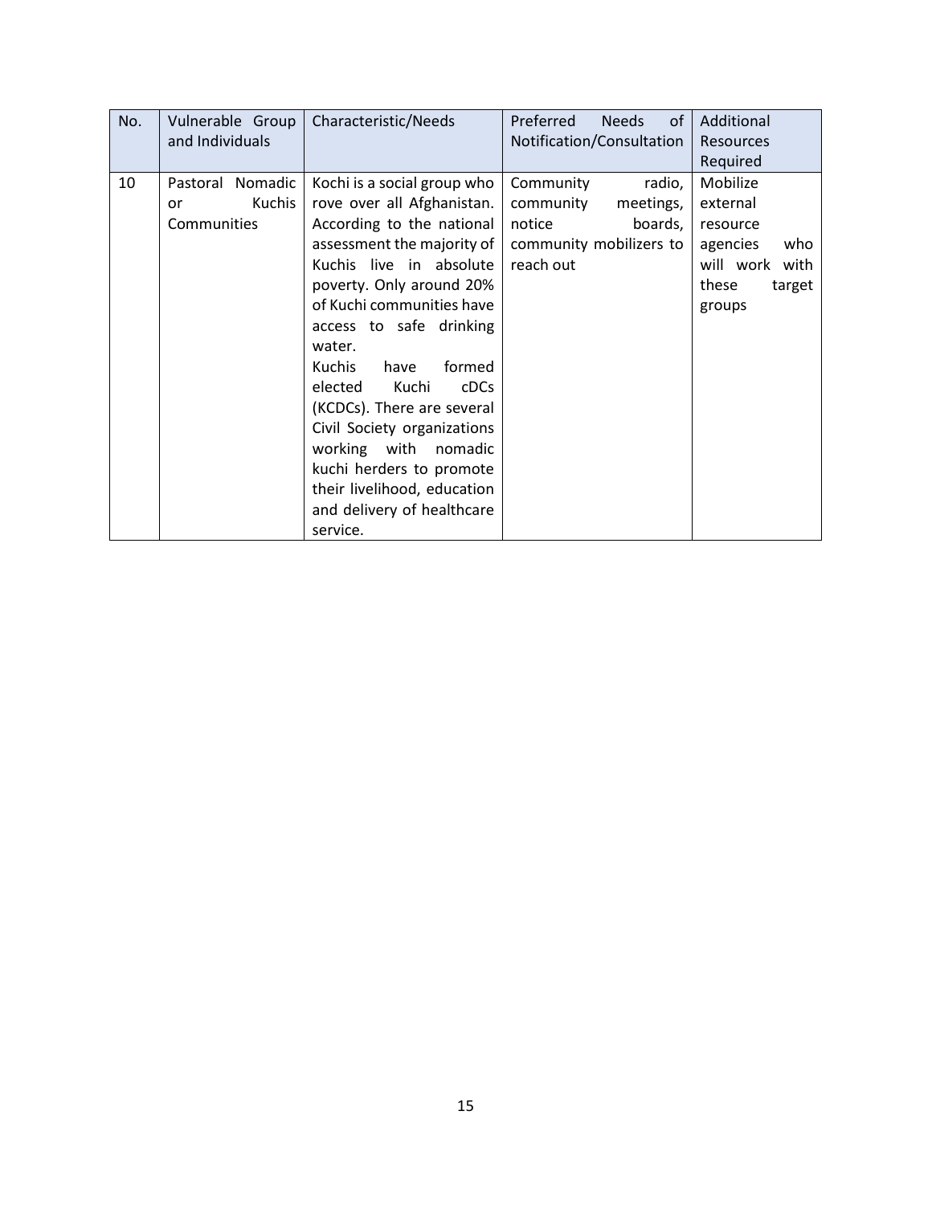| No. | Vulnerable Group and Individuals | Characteristic/Needs | Preferred Needs of Notification/Consultation | Additional Resources Required |
|---|---|---|---|---|
| 10 | Pastoral Nomadic or Kuchis Communities | Kochi is a social group who rove over all Afghanistan. According to the national assessment the majority of Kuchis live in absolute poverty. Only around 20% of Kuchi communities have access to safe drinking water.<br>Kuchis have formed elected Kuchi cDCs (KCDCs). There are several Civil Society organizations working with nomadic kuchi herders to promote their livelihood, education and delivery of healthcare service. | Community radio, community meetings, notice boards, community mobilizers to reach out | Mobilize external resource agencies who will work with these target groups |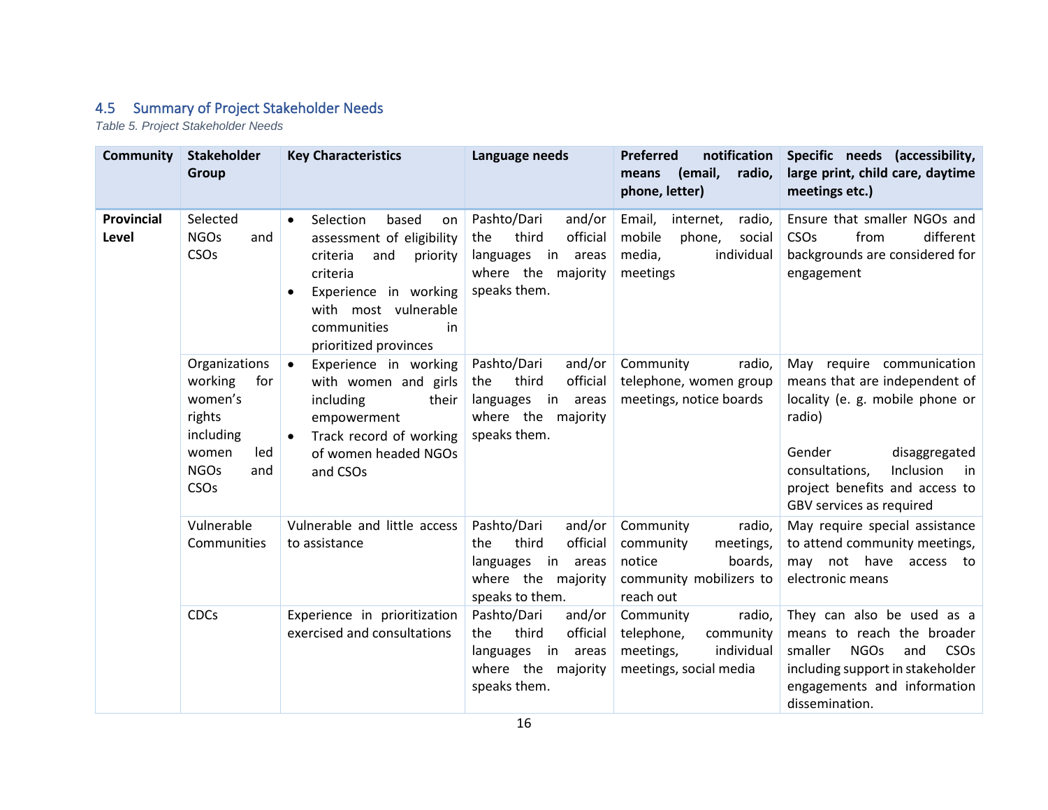## 4.5 Summary of Project Stakeholder Needs

*Table 5. Project Stakeholder Needs*

| Community | Stakeholder Group | Key Characteristics | Language needs | Preferred notification means (email, radio, phone, letter) | Specific needs (accessibility, large print, child care, daytime meetings etc.) |
|---|---|---|---|---|---|
| **Provincial Level** | Selected NGOs and CSOs | • Selection based on assessment of eligibility criteria and priority criteria<br>• Experience in working with most vulnerable communities in prioritized provinces | Pashto/Dari and/or the third official languages in areas where the majority speaks them. | Email, internet, radio, mobile phone, social media, individual meetings | Ensure that smaller NGOs and CSOs from different backgrounds are considered for engagement |
| | Organizations working for women's rights including women led NGOs and CSOs | • Experience in working with women and girls including their empowerment<br>• Track record of working of women headed NGOs and CSOs | Pashto/Dari and/or the third official languages in areas where the majority speaks them. | Community radio, telephone, women group meetings, notice boards | May require communication means that are independent of locality (e. g. mobile phone or radio)<br><br>Gender disaggregated consultations, Inclusion in project benefits and access to GBV services as required |
| | Vulnerable Communities | Vulnerable and little access to assistance | Pashto/Dari and/or the third official languages in areas where the majority speaks to them. | Community radio, community meetings, notice boards, community mobilizers to reach out | May require special assistance to attend community meetings, may not have access to electronic means |
| | CDCs | Experience in prioritization exercised and consultations | Pashto/Dari and/or the third official languages in areas where the majority speaks them. | Community radio, telephone, community meetings, individual meetings, social media | They can also be used as a means to reach the broader smaller NGOs and CSOs including support in stakeholder engagements and information dissemination. |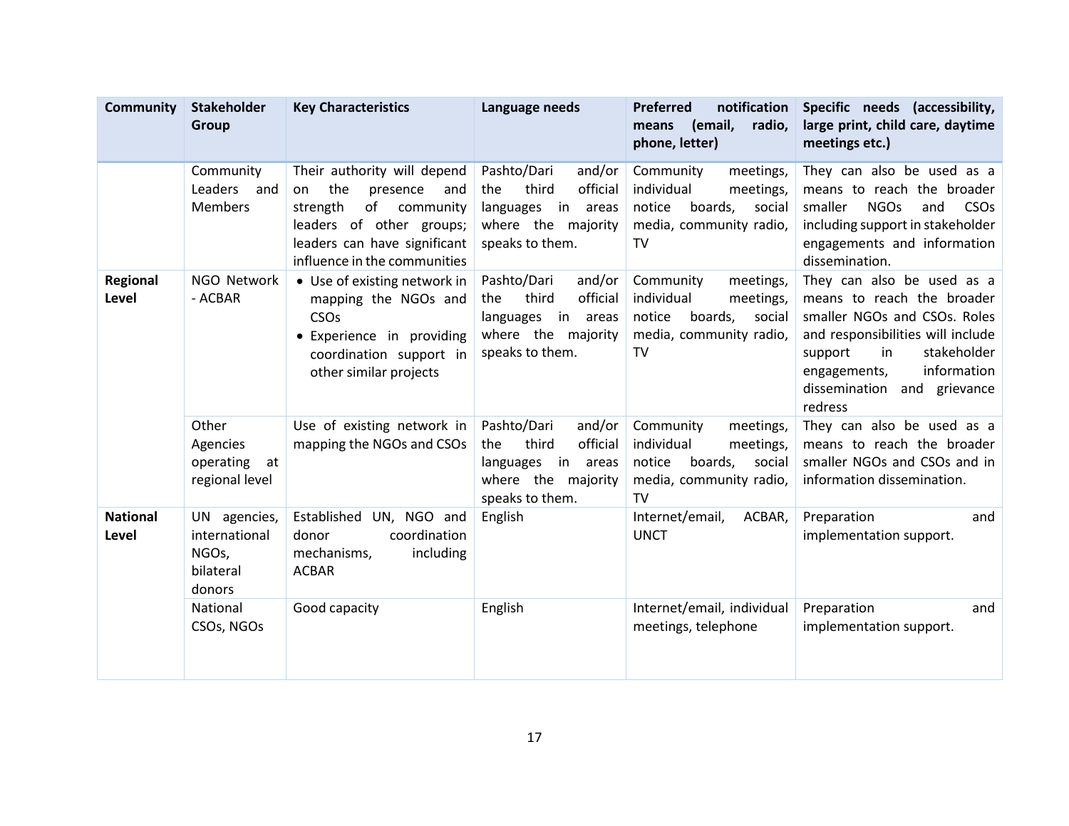| Community | Stakeholder Group | Key Characteristics | Language needs | Preferred notification means (email, radio, phone, letter) | Specific needs (accessibility, large print, child care, daytime meetings etc.) |
|---|---|---|---|---|---|
| | Community Leaders and Members | Their authority will depend on the presence and strength of community leaders of other groups; leaders can have significant influence in the communities | Pashto/Dari and/or the third official languages in areas where the majority speaks to them. | Community meetings, individual meetings, notice boards, social media, community radio, TV | They can also be used as a means to reach the broader smaller NGOs and CSOs including support in stakeholder engagements and information dissemination. |
| **Regional Level** | NGO Network - ACBAR | • Use of existing network in mapping the NGOs and CSOs<br>• Experience in providing coordination support in other similar projects | Pashto/Dari and/or the third official languages in areas where the majority speaks to them. | Community meetings, individual meetings, notice boards, social media, community radio, TV | They can also be used as a means to reach the broader smaller NGOs and CSOs. Roles and responsibilities will include support in stakeholder engagements, information dissemination and grievance redress |
| | Other Agencies operating at regional level | Use of existing network in mapping the NGOs and CSOs | Pashto/Dari and/or the third official languages in areas where the majority speaks to them. | Community meetings, individual meetings, notice boards, social media, community radio, TV | They can also be used as a means to reach the broader smaller NGOs and CSOs and in information dissemination. |
| **National Level** | UN agencies, international NGOs, bilateral donors | Established UN, NGO and donor coordination mechanisms, including ACBAR | English | Internet/email, ACBAR, UNCT | Preparation and implementation support. |
| | National CSOs, NGOs | Good capacity | English | Internet/email, individual meetings, telephone | Preparation and implementation support. |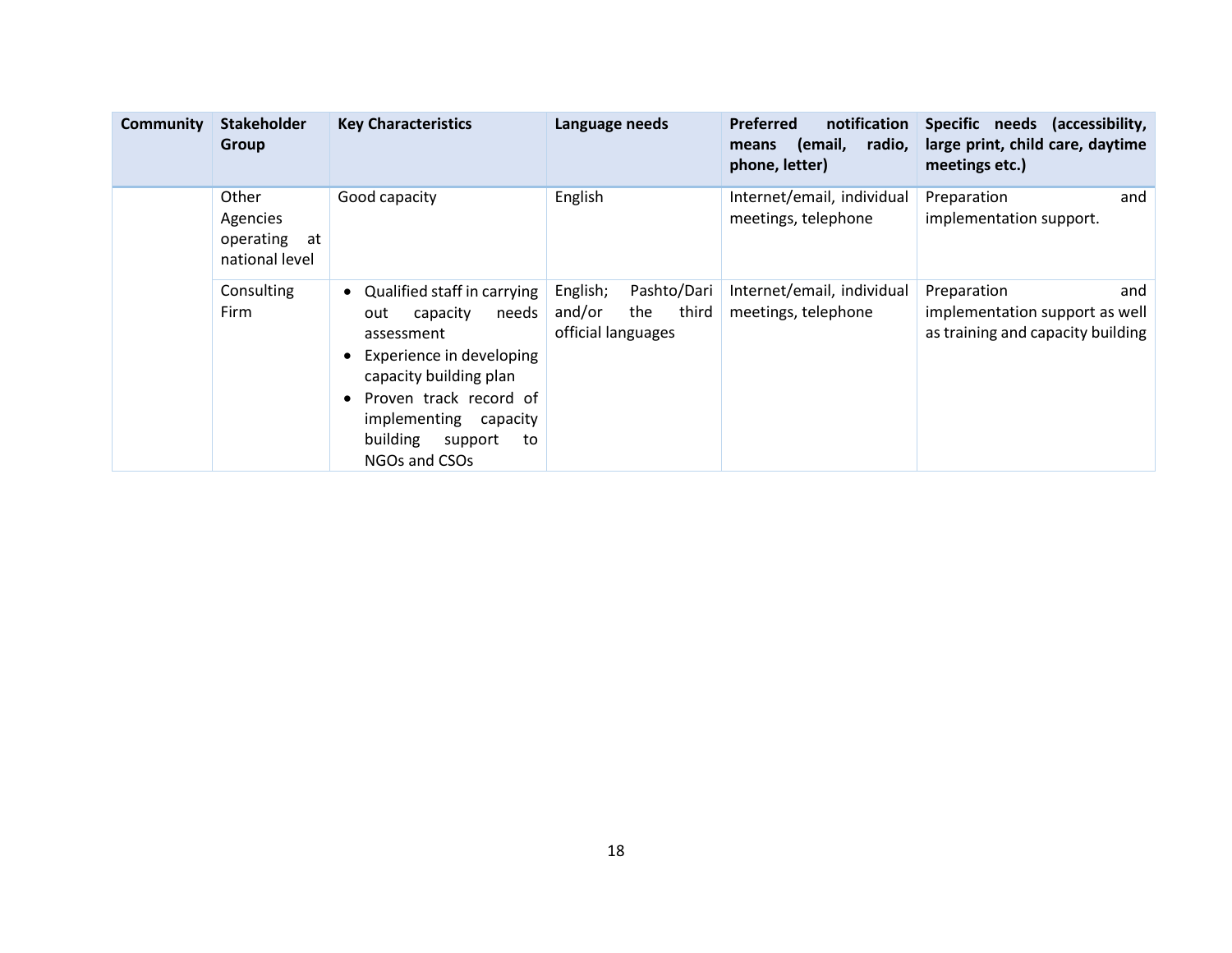| Community | Stakeholder Group | Key Characteristics | Language needs | Preferred notification means (email, radio, phone, letter) | Specific needs (accessibility, large print, child care, daytime meetings etc.) |
|---|---|---|---|---|---|
| | Other Agencies operating at national level | Good capacity | English | Internet/email, individual meetings, telephone | Preparation and implementation support. |
| | Consulting Firm | • Qualified staff in carrying out capacity needs assessment<br>• Experience in developing capacity building plan<br>• Proven track record of implementing capacity building support to NGOs and CSOs | English; Pashto/Dari and/or the third official languages | Internet/email, individual meetings, telephone | Preparation and implementation support as well as training and capacity building |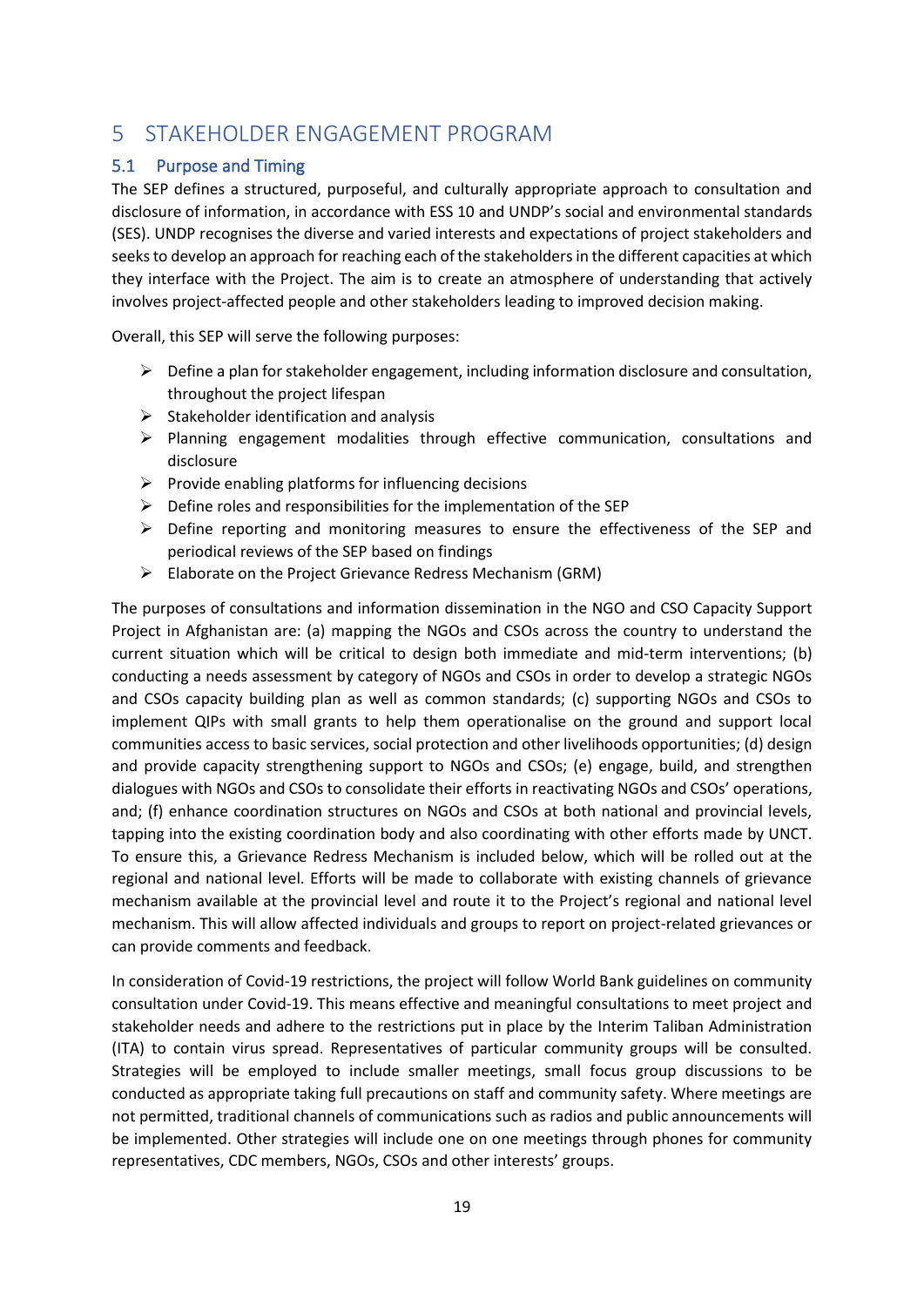# 5 STAKEHOLDER ENGAGEMENT PROGRAM

## 5.1 Purpose and Timing

The SEP defines a structured, purposeful, and culturally appropriate approach to consultation and disclosure of information, in accordance with ESS 10 and UNDP's social and environmental standards (SES). UNDP recognises the diverse and varied interests and expectations of project stakeholders and seeks to develop an approach for reaching each of the stakeholders in the different capacities at which they interface with the Project. The aim is to create an atmosphere of understanding that actively involves project-affected people and other stakeholders leading to improved decision making.

Overall, this SEP will serve the following purposes:

- Define a plan for stakeholder engagement, including information disclosure and consultation, throughout the project lifespan
- Stakeholder identification and analysis
- Planning engagement modalities through effective communication, consultations and disclosure
- Provide enabling platforms for influencing decisions
- Define roles and responsibilities for the implementation of the SEP
- Define reporting and monitoring measures to ensure the effectiveness of the SEP and periodical reviews of the SEP based on findings
- Elaborate on the Project Grievance Redress Mechanism (GRM)

The purposes of consultations and information dissemination in the NGO and CSO Capacity Support Project in Afghanistan are: (a) mapping the NGOs and CSOs across the country to understand the current situation which will be critical to design both immediate and mid-term interventions; (b) conducting a needs assessment by category of NGOs and CSOs in order to develop a strategic NGOs and CSOs capacity building plan as well as common standards; (c) supporting NGOs and CSOs to implement QIPs with small grants to help them operationalise on the ground and support local communities access to basic services, social protection and other livelihoods opportunities; (d) design and provide capacity strengthening support to NGOs and CSOs; (e) engage, build, and strengthen dialogues with NGOs and CSOs to consolidate their efforts in reactivating NGOs and CSOs' operations, and; (f) enhance coordination structures on NGOs and CSOs at both national and provincial levels, tapping into the existing coordination body and also coordinating with other efforts made by UNCT. To ensure this, a Grievance Redress Mechanism is included below, which will be rolled out at the regional and national level. Efforts will be made to collaborate with existing channels of grievance mechanism available at the provincial level and route it to the Project's regional and national level mechanism. This will allow affected individuals and groups to report on project-related grievances or can provide comments and feedback.

In consideration of Covid-19 restrictions, the project will follow World Bank guidelines on community consultation under Covid-19. This means effective and meaningful consultations to meet project and stakeholder needs and adhere to the restrictions put in place by the Interim Taliban Administration (ITA) to contain virus spread. Representatives of particular community groups will be consulted. Strategies will be employed to include smaller meetings, small focus group discussions to be conducted as appropriate taking full precautions on staff and community safety. Where meetings are not permitted, traditional channels of communications such as radios and public announcements will be implemented. Other strategies will include one on one meetings through phones for community representatives, CDC members, NGOs, CSOs and other interests' groups.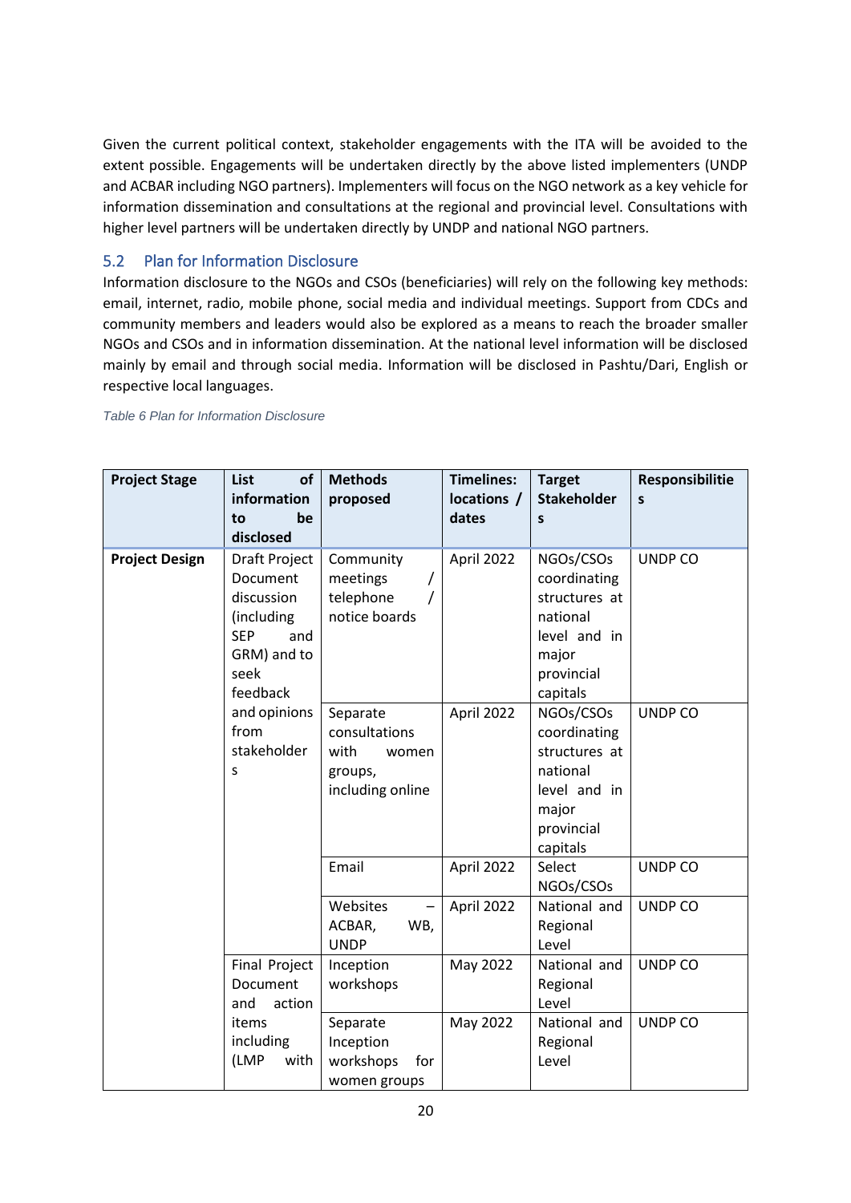Given the current political context, stakeholder engagements with the ITA will be avoided to the extent possible. Engagements will be undertaken directly by the above listed implementers (UNDP and ACBAR including NGO partners). Implementers will focus on the NGO network as a key vehicle for information dissemination and consultations at the regional and provincial level. Consultations with higher level partners will be undertaken directly by UNDP and national NGO partners.

## 5.2 Plan for Information Disclosure

Information disclosure to the NGOs and CSOs (beneficiaries) will rely on the following key methods: email, internet, radio, mobile phone, social media and individual meetings. Support from CDCs and community members and leaders would also be explored as a means to reach the broader smaller NGOs and CSOs and in information dissemination. At the national level information will be disclosed mainly by email and through social media. Information will be disclosed in Pashtu/Dari, English or respective local languages.

*Table 6 Plan for Information Disclosure*

| Project Stage | List of information to be disclosed | Methods proposed | Timelines: locations / dates | Target Stakeholders | Responsibilities |
|---|---|---|---|---|---|
| **Project Design** | Draft Project Document discussion (including SEP and GRM) and to seek feedback and opinions from stakeholders | Community meetings / telephone / notice boards | April 2022 | NGOs/CSOs coordinating structures at national level and in major provincial capitals | UNDP CO |
| | | Separate consultations with women groups, including online | April 2022 | NGOs/CSOs coordinating structures at national level and in major provincial capitals | UNDP CO |
| | | Email | April 2022 | Select NGOs/CSOs | UNDP CO |
| | | Websites – ACBAR, WB, UNDP | April 2022 | National and Regional Level | UNDP CO |
| | Final Project Document and action items including (LMP with | Inception workshops | May 2022 | National and Regional Level | UNDP CO |
| | | Separate Inception workshops for women groups | May 2022 | National and Regional Level | UNDP CO |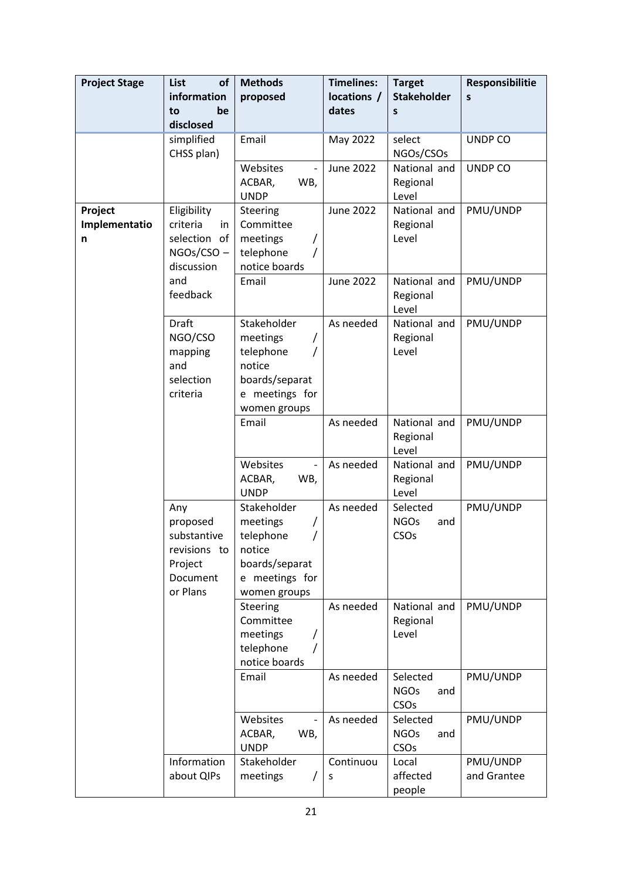| Project Stage | List of information to be disclosed | Methods proposed | Timelines: locations / dates | Target Stakeholders | Responsibilities |
| --- | --- | --- | --- | --- | --- |
| | simplified CHSS plan) | Email | May 2022 | select NGOs/CSOs | UNDP CO |
| | | Websites - ACBAR, WB, UNDP | June 2022 | National and Regional Level | UNDP CO |
| **Project Implementation** | Eligibility criteria in selection of NGOs/CSO – discussion and feedback | Steering Committee meetings / telephone / notice boards | June 2022 | National and Regional Level | PMU/UNDP |
| | | Email | June 2022 | National and Regional Level | PMU/UNDP |
| | Draft NGO/CSO mapping and selection criteria | Stakeholder meetings / telephone / notice boards/separate meetings for women groups | As needed | National and Regional Level | PMU/UNDP |
| | | Email | As needed | National and Regional Level | PMU/UNDP |
| | | Websites - ACBAR, WB, UNDP | As needed | National and Regional Level | PMU/UNDP |
| | Any proposed substantive revisions to Project Document or Plans | Stakeholder meetings / telephone / notice boards/separate meetings for women groups | As needed | Selected NGOs and CSOs | PMU/UNDP |
| | | Steering Committee meetings / telephone / notice boards | As needed | National and Regional Level | PMU/UNDP |
| | | Email | As needed | Selected NGOs and CSOs | PMU/UNDP |
| | | Websites - ACBAR, WB, UNDP | As needed | Selected NGOs and CSOs | PMU/UNDP |
| | Information about QIPs | Stakeholder meetings / | Continuous | Local affected people | PMU/UNDP and Grantee |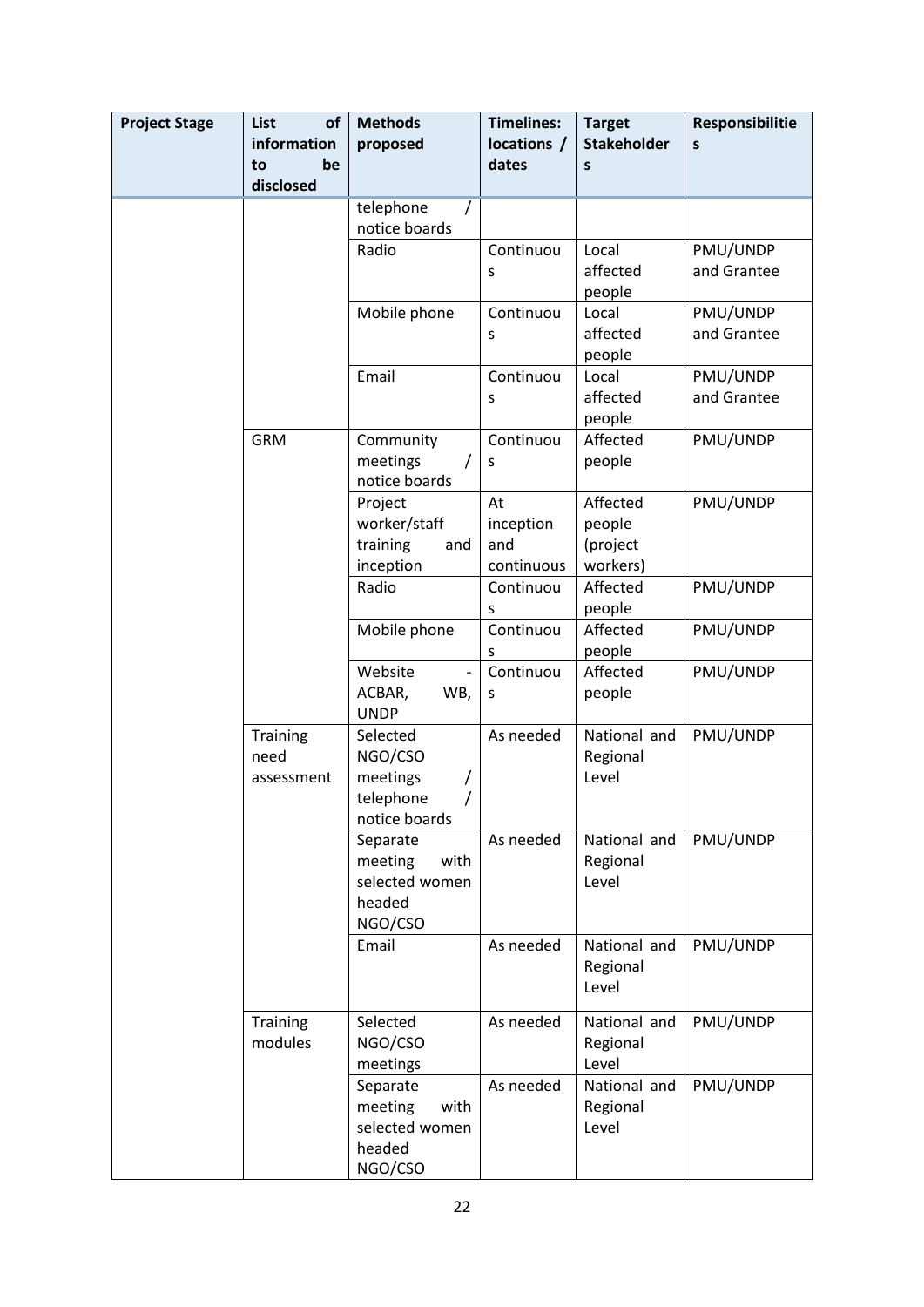| Project Stage | List of information to be disclosed | Methods proposed | Timelines: locations / dates | Target Stakeholders | Responsibilities |
|---|---|---|---|---|---|
| | | telephone / notice boards | | | |
| | | Radio | Continuous | Local affected people | PMU/UNDP and Grantee |
| | | Mobile phone | Continuous | Local affected people | PMU/UNDP and Grantee |
| | | Email | Continuous | Local affected people | PMU/UNDP and Grantee |
| | GRM | Community meetings / notice boards | Continuous | Affected people | PMU/UNDP |
| | | Project worker/staff training and inception | At inception and continuous | Affected people (project workers) | PMU/UNDP |
| | | Radio | Continuous | Affected people | PMU/UNDP |
| | | Mobile phone | Continuous | Affected people | PMU/UNDP |
| | | Website - ACBAR, WB, UNDP | Continuous | Affected people | PMU/UNDP |
| | Training need assessment | Selected NGO/CSO meetings / telephone / notice boards | As needed | National and Regional Level | PMU/UNDP |
| | | Separate meeting with selected women headed NGO/CSO | As needed | National and Regional Level | PMU/UNDP |
| | | Email | As needed | National and Regional Level | PMU/UNDP |
| | Training modules | Selected NGO/CSO meetings | As needed | National and Regional Level | PMU/UNDP |
| | | Separate meeting with selected women headed NGO/CSO | As needed | National and Regional Level | PMU/UNDP |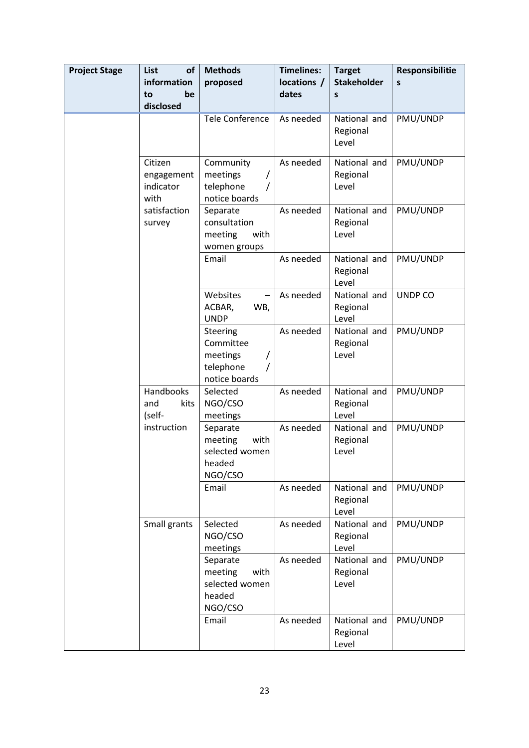| Project Stage | List of information to be disclosed | Methods proposed | Timelines: locations / dates | Target Stakeholders | Responsibilities |
|---|---|---|---|---|---|
| | | Tele Conference | As needed | National and Regional Level | PMU/UNDP |
| | Citizen engagement indicator with satisfaction survey | Community meetings / telephone / notice boards | As needed | National and Regional Level | PMU/UNDP |
| | | Separate consultation meeting with women groups | As needed | National and Regional Level | PMU/UNDP |
| | | Email | As needed | National and Regional Level | PMU/UNDP |
| | | Websites – ACBAR, WB, UNDP | As needed | National and Regional Level | UNDP CO |
| | | Steering Committee meetings / telephone / notice boards | As needed | National and Regional Level | PMU/UNDP |
| | Handbooks and kits (self-instruction | Selected NGO/CSO meetings | As needed | National and Regional Level | PMU/UNDP |
| | | Separate meeting with selected women headed NGO/CSO | As needed | National and Regional Level | PMU/UNDP |
| | | Email | As needed | National and Regional Level | PMU/UNDP |
| | Small grants | Selected NGO/CSO meetings | As needed | National and Regional Level | PMU/UNDP |
| | | Separate meeting with selected women headed NGO/CSO | As needed | National and Regional Level | PMU/UNDP |
| | | Email | As needed | National and Regional Level | PMU/UNDP |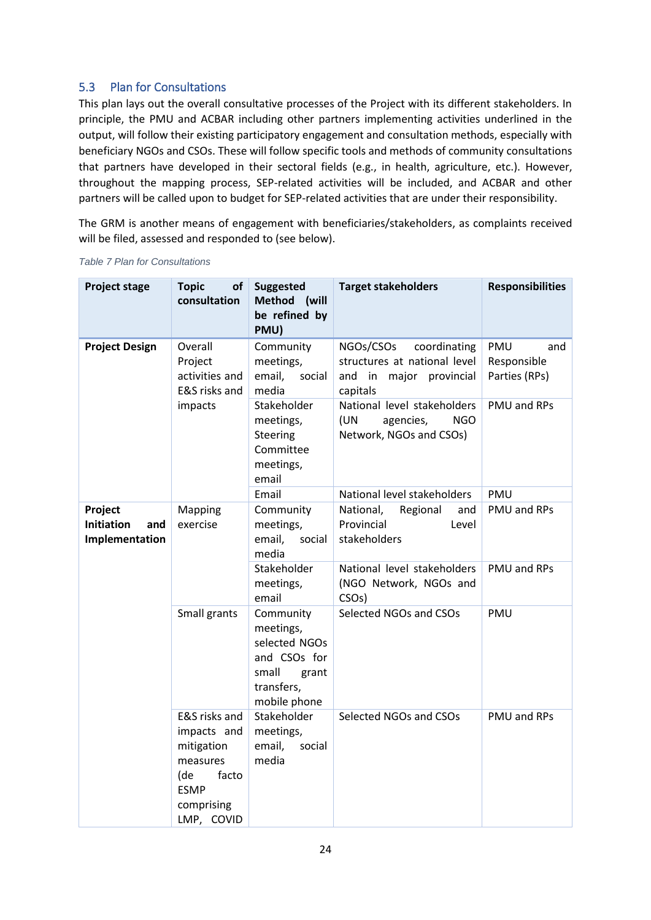## 5.3 Plan for Consultations

This plan lays out the overall consultative processes of the Project with its different stakeholders. In principle, the PMU and ACBAR including other partners implementing activities underlined in the output, will follow their existing participatory engagement and consultation methods, especially with beneficiary NGOs and CSOs. These will follow specific tools and methods of community consultations that partners have developed in their sectoral fields (e.g., in health, agriculture, etc.). However, throughout the mapping process, SEP-related activities will be included, and ACBAR and other partners will be called upon to budget for SEP-related activities that are under their responsibility.

The GRM is another means of engagement with beneficiaries/stakeholders, as complaints received will be filed, assessed and responded to (see below).

*Table 7 Plan for Consultations*

| Project stage | Topic of consultation | Suggested Method (will be refined by PMU) | Target stakeholders | Responsibilities |
|---|---|---|---|---|
| **Project Design** | Overall Project activities and E&S risks and impacts | Community meetings, email, social media | NGOs/CSOs coordinating structures at national level and in major provincial capitals | PMU and Responsible Parties (RPs) |
| | | Stakeholder meetings, Steering Committee meetings, email | National level stakeholders (UN agencies, NGO Network, NGOs and CSOs) | PMU and RPs |
| | | Email | National level stakeholders | PMU |
| **Project Initiation and Implementation** | Mapping exercise | Community meetings, email, social media | National, Regional and Provincial Level stakeholders | PMU and RPs |
| | | Stakeholder meetings, email | National level stakeholders (NGO Network, NGOs and CSOs) | PMU and RPs |
| | Small grants | Community meetings, selected NGOs and CSOs for small grant transfers, mobile phone | Selected NGOs and CSOs | PMU |
| | E&S risks and impacts and mitigation measures (de facto ESMP comprising LMP, COVID | Stakeholder meetings, email, social media | Selected NGOs and CSOs | PMU and RPs |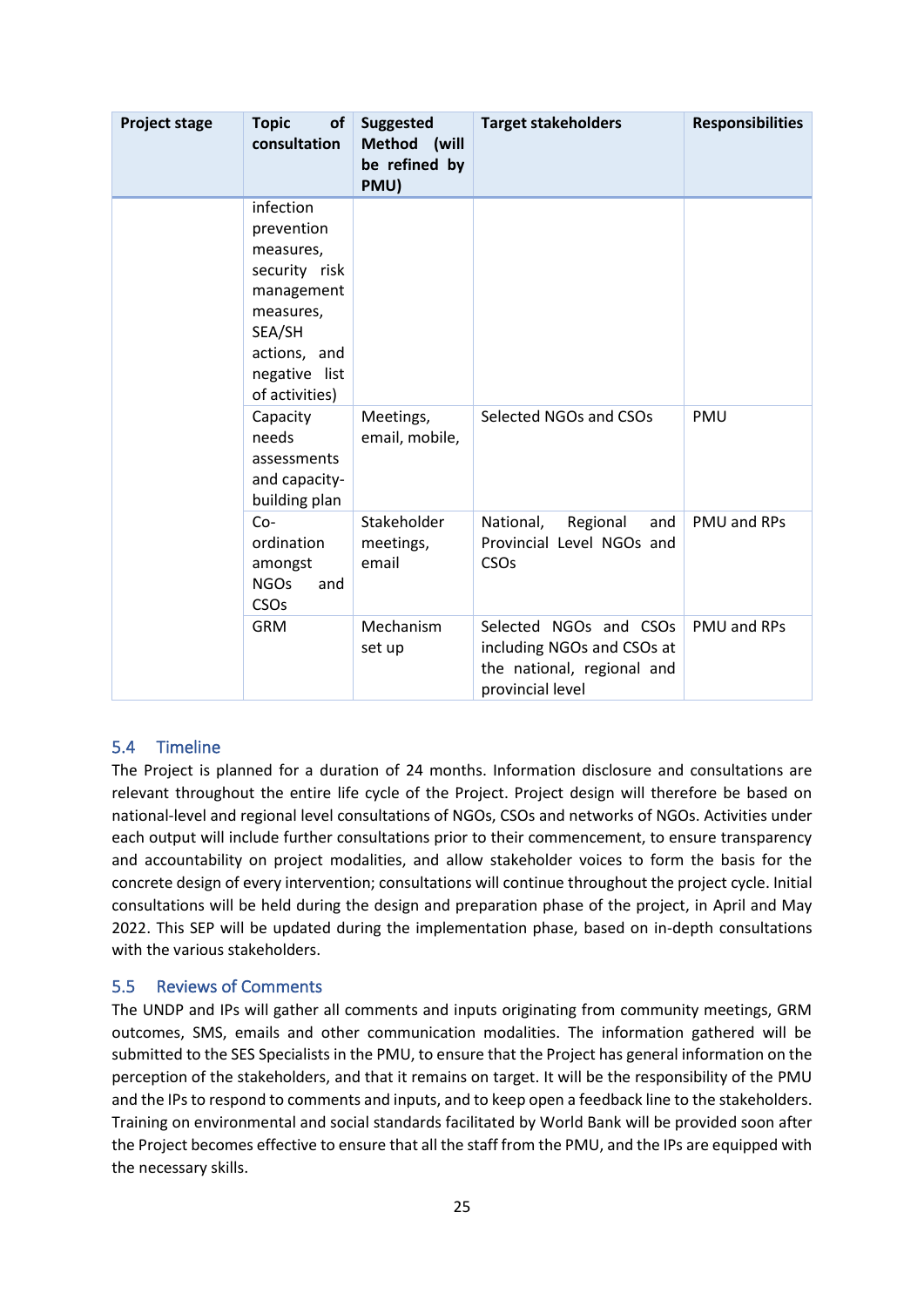| Project stage | Topic of consultation | Suggested Method (will be refined by PMU) | Target stakeholders | Responsibilities |
|---|---|---|---|---|
| | infection prevention measures, security risk management measures, SEA/SH actions, and negative list of activities) | | | |
| | Capacity needs assessments and capacity-building plan | Meetings, email, mobile, | Selected NGOs and CSOs | PMU |
| | Co-ordination amongst NGOs and CSOs | Stakeholder meetings, email | National, Regional and Provincial Level NGOs and CSOs | PMU and RPs |
| | GRM | Mechanism set up | Selected NGOs and CSOs including NGOs and CSOs at the national, regional and provincial level | PMU and RPs |

## 5.4 Timeline

The Project is planned for a duration of 24 months. Information disclosure and consultations are relevant throughout the entire life cycle of the Project. Project design will therefore be based on national-level and regional level consultations of NGOs, CSOs and networks of NGOs. Activities under each output will include further consultations prior to their commencement, to ensure transparency and accountability on project modalities, and allow stakeholder voices to form the basis for the concrete design of every intervention; consultations will continue throughout the project cycle. Initial consultations will be held during the design and preparation phase of the project, in April and May 2022. This SEP will be updated during the implementation phase, based on in-depth consultations with the various stakeholders.

## 5.5 Reviews of Comments

The UNDP and IPs will gather all comments and inputs originating from community meetings, GRM outcomes, SMS, emails and other communication modalities. The information gathered will be submitted to the SES Specialists in the PMU, to ensure that the Project has general information on the perception of the stakeholders, and that it remains on target. It will be the responsibility of the PMU and the IPs to respond to comments and inputs, and to keep open a feedback line to the stakeholders. Training on environmental and social standards facilitated by World Bank will be provided soon after the Project becomes effective to ensure that all the staff from the PMU, and the IPs are equipped with the necessary skills.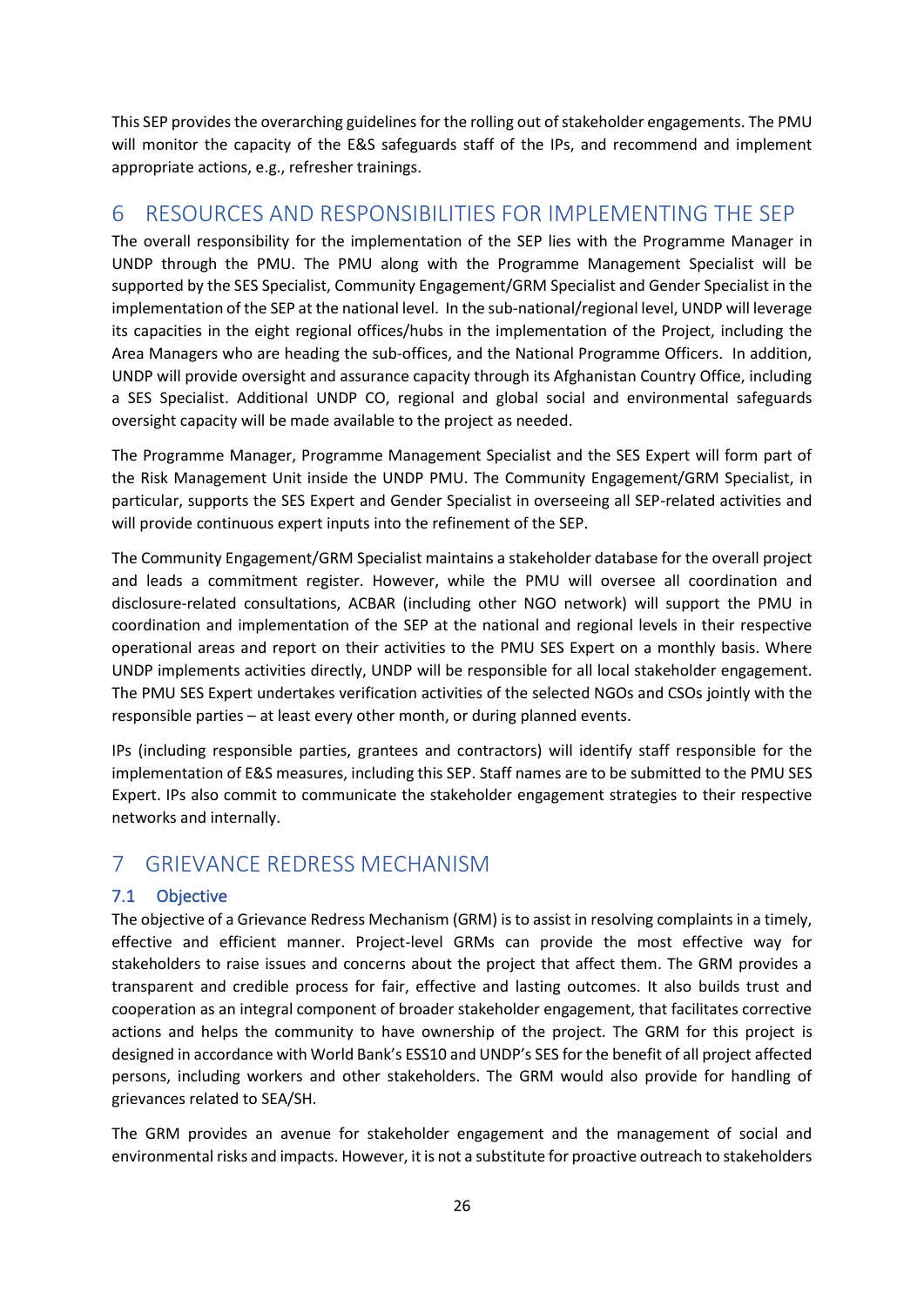This SEP provides the overarching guidelines for the rolling out of stakeholder engagements. The PMU will monitor the capacity of the E&S safeguards staff of the IPs, and recommend and implement appropriate actions, e.g., refresher trainings.

# 6 RESOURCES AND RESPONSIBILITIES FOR IMPLEMENTING THE SEP

The overall responsibility for the implementation of the SEP lies with the Programme Manager in UNDP through the PMU. The PMU along with the Programme Management Specialist will be supported by the SES Specialist, Community Engagement/GRM Specialist and Gender Specialist in the implementation of the SEP at the national level. In the sub-national/regional level, UNDP will leverage its capacities in the eight regional offices/hubs in the implementation of the Project, including the Area Managers who are heading the sub-offices, and the National Programme Officers. In addition, UNDP will provide oversight and assurance capacity through its Afghanistan Country Office, including a SES Specialist. Additional UNDP CO, regional and global social and environmental safeguards oversight capacity will be made available to the project as needed.

The Programme Manager, Programme Management Specialist and the SES Expert will form part of the Risk Management Unit inside the UNDP PMU. The Community Engagement/GRM Specialist, in particular, supports the SES Expert and Gender Specialist in overseeing all SEP-related activities and will provide continuous expert inputs into the refinement of the SEP.

The Community Engagement/GRM Specialist maintains a stakeholder database for the overall project and leads a commitment register. However, while the PMU will oversee all coordination and disclosure-related consultations, ACBAR (including other NGO network) will support the PMU in coordination and implementation of the SEP at the national and regional levels in their respective operational areas and report on their activities to the PMU SES Expert on a monthly basis. Where UNDP implements activities directly, UNDP will be responsible for all local stakeholder engagement. The PMU SES Expert undertakes verification activities of the selected NGOs and CSOs jointly with the responsible parties – at least every other month, or during planned events.

IPs (including responsible parties, grantees and contractors) will identify staff responsible for the implementation of E&S measures, including this SEP. Staff names are to be submitted to the PMU SES Expert. IPs also commit to communicate the stakeholder engagement strategies to their respective networks and internally.

# 7 GRIEVANCE REDRESS MECHANISM

## 7.1 Objective

The objective of a Grievance Redress Mechanism (GRM) is to assist in resolving complaints in a timely, effective and efficient manner. Project-level GRMs can provide the most effective way for stakeholders to raise issues and concerns about the project that affect them. The GRM provides a transparent and credible process for fair, effective and lasting outcomes. It also builds trust and cooperation as an integral component of broader stakeholder engagement, that facilitates corrective actions and helps the community to have ownership of the project. The GRM for this project is designed in accordance with World Bank's ESS10 and UNDP's SES for the benefit of all project affected persons, including workers and other stakeholders. The GRM would also provide for handling of grievances related to SEA/SH.

The GRM provides an avenue for stakeholder engagement and the management of social and environmental risks and impacts. However, it is not a substitute for proactive outreach to stakeholders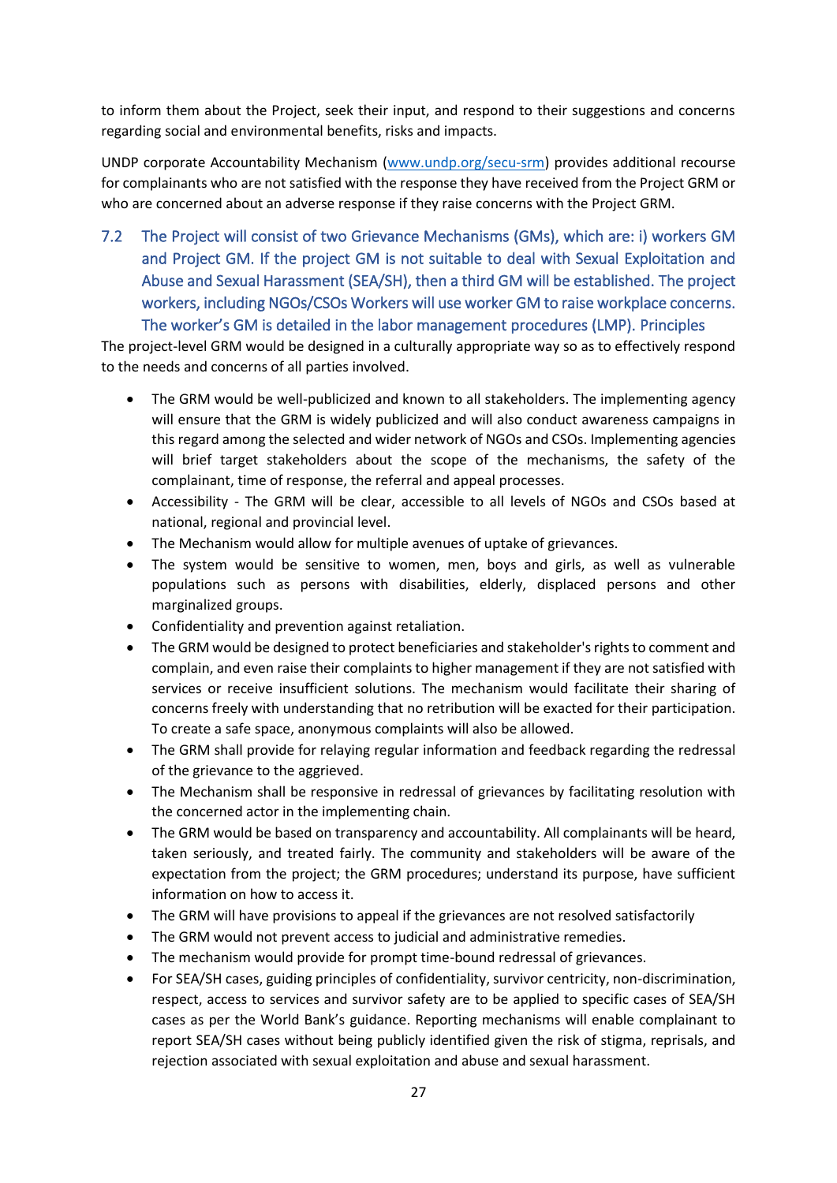to inform them about the Project, seek their input, and respond to their suggestions and concerns regarding social and environmental benefits, risks and impacts.

UNDP corporate Accountability Mechanism (www.undp.org/secu-srm) provides additional recourse for complainants who are not satisfied with the response they have received from the Project GRM or who are concerned about an adverse response if they raise concerns with the Project GRM.

## 7.2 The Project will consist of two Grievance Mechanisms (GMs), which are: i) workers GM and Project GM. If the project GM is not suitable to deal with Sexual Exploitation and Abuse and Sexual Harassment (SEA/SH), then a third GM will be established. The project workers, including NGOs/CSOs Workers will use worker GM to raise workplace concerns. The worker's GM is detailed in the labor management procedures (LMP). Principles

The project-level GRM would be designed in a culturally appropriate way so as to effectively respond to the needs and concerns of all parties involved.

- The GRM would be well-publicized and known to all stakeholders. The implementing agency will ensure that the GRM is widely publicized and will also conduct awareness campaigns in this regard among the selected and wider network of NGOs and CSOs. Implementing agencies will brief target stakeholders about the scope of the mechanisms, the safety of the complainant, time of response, the referral and appeal processes.
- Accessibility - The GRM will be clear, accessible to all levels of NGOs and CSOs based at national, regional and provincial level.
- The Mechanism would allow for multiple avenues of uptake of grievances.
- The system would be sensitive to women, men, boys and girls, as well as vulnerable populations such as persons with disabilities, elderly, displaced persons and other marginalized groups.
- Confidentiality and prevention against retaliation.
- The GRM would be designed to protect beneficiaries and stakeholder's rights to comment and complain, and even raise their complaints to higher management if they are not satisfied with services or receive insufficient solutions. The mechanism would facilitate their sharing of concerns freely with understanding that no retribution will be exacted for their participation. To create a safe space, anonymous complaints will also be allowed.
- The GRM shall provide for relaying regular information and feedback regarding the redressal of the grievance to the aggrieved.
- The Mechanism shall be responsive in redressal of grievances by facilitating resolution with the concerned actor in the implementing chain.
- The GRM would be based on transparency and accountability. All complainants will be heard, taken seriously, and treated fairly. The community and stakeholders will be aware of the expectation from the project; the GRM procedures; understand its purpose, have sufficient information on how to access it.
- The GRM will have provisions to appeal if the grievances are not resolved satisfactorily
- The GRM would not prevent access to judicial and administrative remedies.
- The mechanism would provide for prompt time-bound redressal of grievances.
- For SEA/SH cases, guiding principles of confidentiality, survivor centricity, non-discrimination, respect, access to services and survivor safety are to be applied to specific cases of SEA/SH cases as per the World Bank's guidance. Reporting mechanisms will enable complainant to report SEA/SH cases without being publicly identified given the risk of stigma, reprisals, and rejection associated with sexual exploitation and abuse and sexual harassment.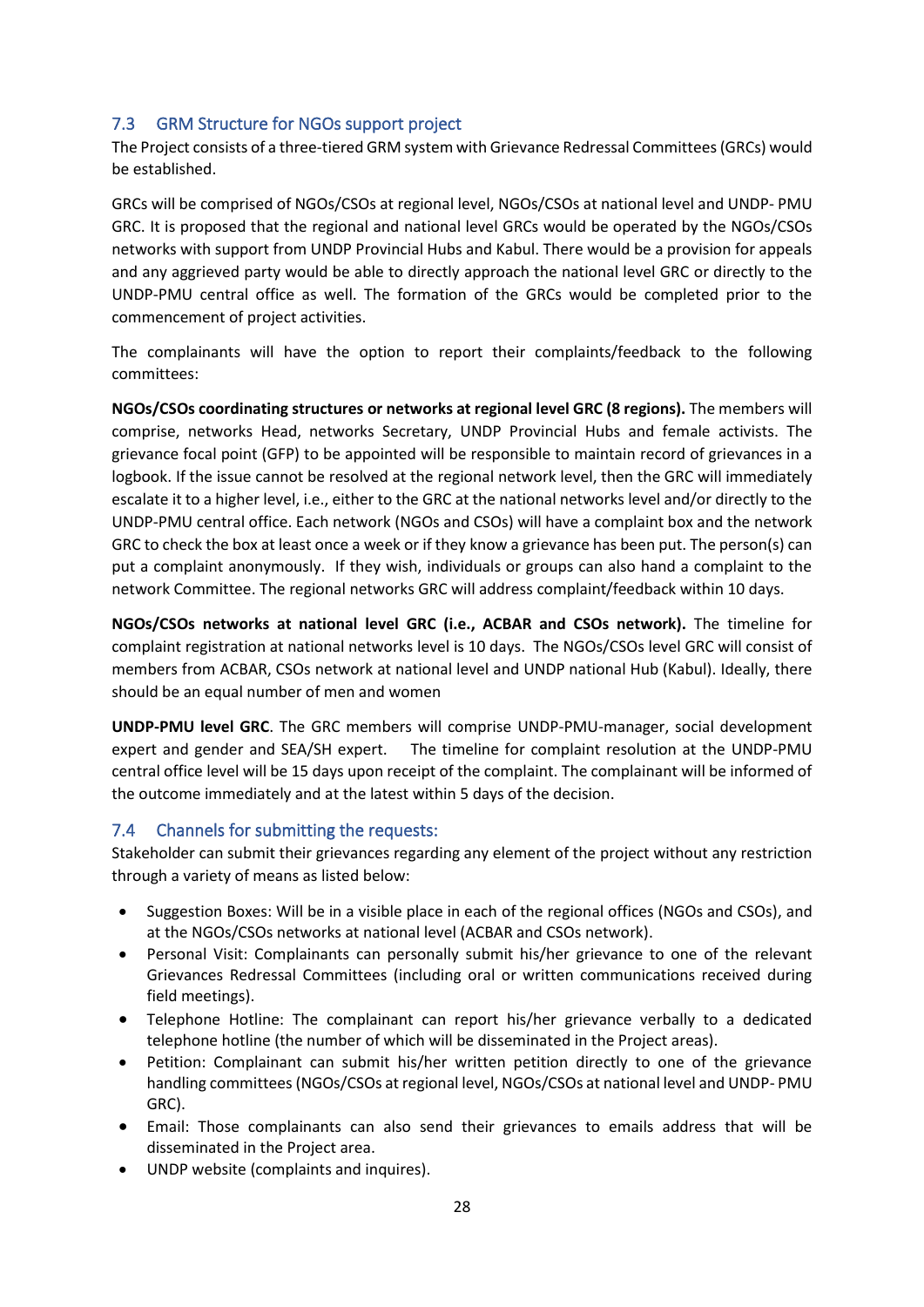## 7.3 GRM Structure for NGOs support project

The Project consists of a three-tiered GRM system with Grievance Redressal Committees (GRCs) would be established.

GRCs will be comprised of NGOs/CSOs at regional level, NGOs/CSOs at national level and UNDP- PMU GRC. It is proposed that the regional and national level GRCs would be operated by the NGOs/CSOs networks with support from UNDP Provincial Hubs and Kabul. There would be a provision for appeals and any aggrieved party would be able to directly approach the national level GRC or directly to the UNDP-PMU central office as well. The formation of the GRCs would be completed prior to the commencement of project activities.

The complainants will have the option to report their complaints/feedback to the following committees:

**NGOs/CSOs coordinating structures or networks at regional level GRC (8 regions).** The members will comprise, networks Head, networks Secretary, UNDP Provincial Hubs and female activists. The grievance focal point (GFP) to be appointed will be responsible to maintain record of grievances in a logbook. If the issue cannot be resolved at the regional network level, then the GRC will immediately escalate it to a higher level, i.e., either to the GRC at the national networks level and/or directly to the UNDP-PMU central office. Each network (NGOs and CSOs) will have a complaint box and the network GRC to check the box at least once a week or if they know a grievance has been put. The person(s) can put a complaint anonymously. If they wish, individuals or groups can also hand a complaint to the network Committee. The regional networks GRC will address complaint/feedback within 10 days.

**NGOs/CSOs networks at national level GRC (i.e., ACBAR and CSOs network).** The timeline for complaint registration at national networks level is 10 days. The NGOs/CSOs level GRC will consist of members from ACBAR, CSOs network at national level and UNDP national Hub (Kabul). Ideally, there should be an equal number of men and women

**UNDP-PMU level GRC**. The GRC members will comprise UNDP-PMU-manager, social development expert and gender and SEA/SH expert. The timeline for complaint resolution at the UNDP-PMU central office level will be 15 days upon receipt of the complaint. The complainant will be informed of the outcome immediately and at the latest within 5 days of the decision.

## 7.4 Channels for submitting the requests:

Stakeholder can submit their grievances regarding any element of the project without any restriction through a variety of means as listed below:

- Suggestion Boxes: Will be in a visible place in each of the regional offices (NGOs and CSOs), and at the NGOs/CSOs networks at national level (ACBAR and CSOs network).
- Personal Visit: Complainants can personally submit his/her grievance to one of the relevant Grievances Redressal Committees (including oral or written communications received during field meetings).
- Telephone Hotline: The complainant can report his/her grievance verbally to a dedicated telephone hotline (the number of which will be disseminated in the Project areas).
- Petition: Complainant can submit his/her written petition directly to one of the grievance handling committees (NGOs/CSOs at regional level, NGOs/CSOs at national level and UNDP- PMU GRC).
- Email: Those complainants can also send their grievances to emails address that will be disseminated in the Project area.
- UNDP website (complaints and inquires).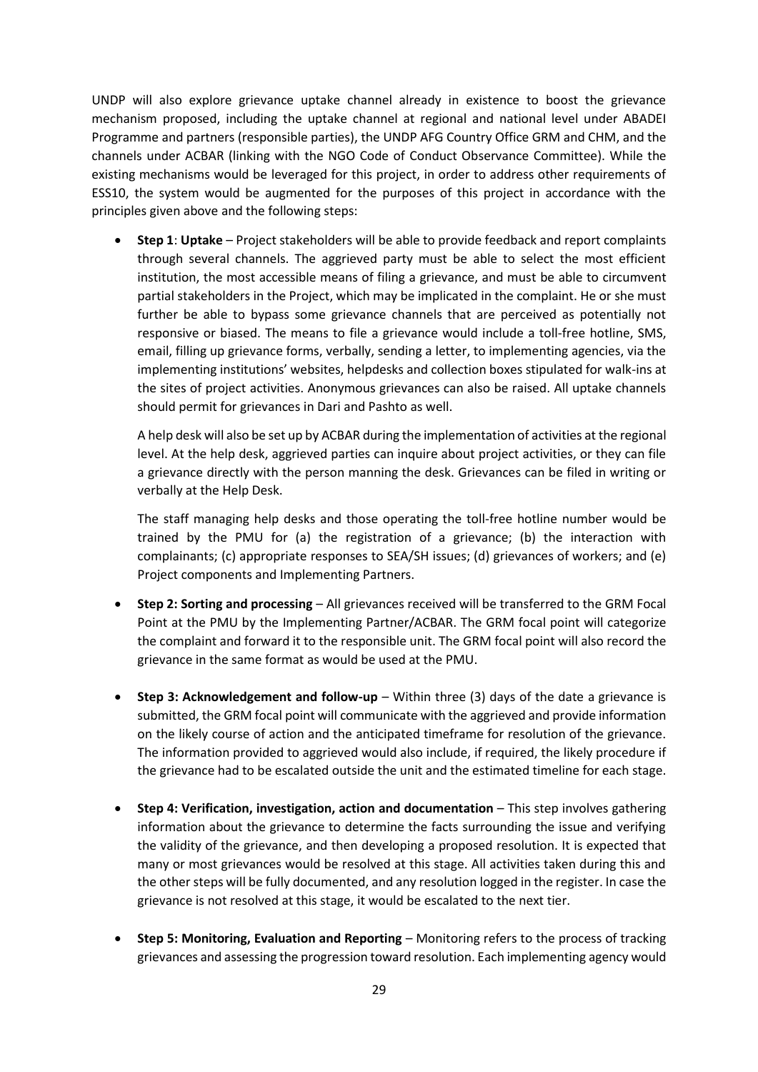UNDP will also explore grievance uptake channel already in existence to boost the grievance mechanism proposed, including the uptake channel at regional and national level under ABADEI Programme and partners (responsible parties), the UNDP AFG Country Office GRM and CHM, and the channels under ACBAR (linking with the NGO Code of Conduct Observance Committee). While the existing mechanisms would be leveraged for this project, in order to address other requirements of ESS10, the system would be augmented for the purposes of this project in accordance with the principles given above and the following steps:

- **Step 1**: **Uptake** – Project stakeholders will be able to provide feedback and report complaints through several channels. The aggrieved party must be able to select the most efficient institution, the most accessible means of filing a grievance, and must be able to circumvent partial stakeholders in the Project, which may be implicated in the complaint. He or she must further be able to bypass some grievance channels that are perceived as potentially not responsive or biased. The means to file a grievance would include a toll-free hotline, SMS, email, filling up grievance forms, verbally, sending a letter, to implementing agencies, via the implementing institutions' websites, helpdesks and collection boxes stipulated for walk-ins at the sites of project activities. Anonymous grievances can also be raised. All uptake channels should permit for grievances in Dari and Pashto as well.

  A help desk will also be set up by ACBAR during the implementation of activities at the regional level. At the help desk, aggrieved parties can inquire about project activities, or they can file a grievance directly with the person manning the desk. Grievances can be filed in writing or verbally at the Help Desk.

  The staff managing help desks and those operating the toll-free hotline number would be trained by the PMU for (a) the registration of a grievance; (b) the interaction with complainants; (c) appropriate responses to SEA/SH issues; (d) grievances of workers; and (e) Project components and Implementing Partners.

- **Step 2: Sorting and processing** – All grievances received will be transferred to the GRM Focal Point at the PMU by the Implementing Partner/ACBAR. The GRM focal point will categorize the complaint and forward it to the responsible unit. The GRM focal point will also record the grievance in the same format as would be used at the PMU.

- **Step 3: Acknowledgement and follow-up** – Within three (3) days of the date a grievance is submitted, the GRM focal point will communicate with the aggrieved and provide information on the likely course of action and the anticipated timeframe for resolution of the grievance. The information provided to aggrieved would also include, if required, the likely procedure if the grievance had to be escalated outside the unit and the estimated timeline for each stage.

- **Step 4: Verification, investigation, action and documentation** – This step involves gathering information about the grievance to determine the facts surrounding the issue and verifying the validity of the grievance, and then developing a proposed resolution. It is expected that many or most grievances would be resolved at this stage. All activities taken during this and the other steps will be fully documented, and any resolution logged in the register. In case the grievance is not resolved at this stage, it would be escalated to the next tier.

- **Step 5: Monitoring, Evaluation and Reporting** – Monitoring refers to the process of tracking grievances and assessing the progression toward resolution. Each implementing agency would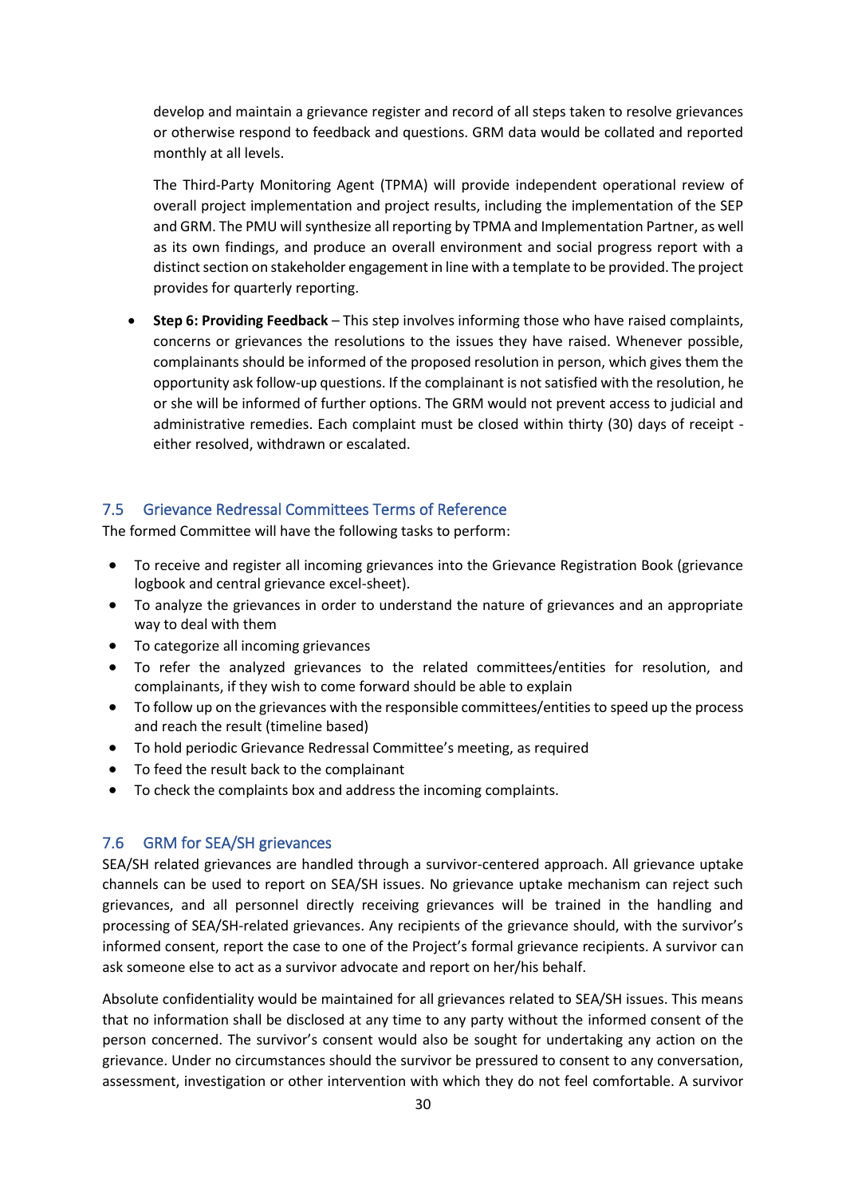develop and maintain a grievance register and record of all steps taken to resolve grievances or otherwise respond to feedback and questions. GRM data would be collated and reported monthly at all levels.

The Third-Party Monitoring Agent (TPMA) will provide independent operational review of overall project implementation and project results, including the implementation of the SEP and GRM. The PMU will synthesize all reporting by TPMA and Implementation Partner, as well as its own findings, and produce an overall environment and social progress report with a distinct section on stakeholder engagement in line with a template to be provided. The project provides for quarterly reporting.

- **Step 6: Providing Feedback** – This step involves informing those who have raised complaints, concerns or grievances the resolutions to the issues they have raised. Whenever possible, complainants should be informed of the proposed resolution in person, which gives them the opportunity ask follow-up questions. If the complainant is not satisfied with the resolution, he or she will be informed of further options. The GRM would not prevent access to judicial and administrative remedies. Each complaint must be closed within thirty (30) days of receipt - either resolved, withdrawn or escalated.

## 7.5 Grievance Redressal Committees Terms of Reference

The formed Committee will have the following tasks to perform:

- To receive and register all incoming grievances into the Grievance Registration Book (grievance logbook and central grievance excel-sheet).
- To analyze the grievances in order to understand the nature of grievances and an appropriate way to deal with them
- To categorize all incoming grievances
- To refer the analyzed grievances to the related committees/entities for resolution, and complainants, if they wish to come forward should be able to explain
- To follow up on the grievances with the responsible committees/entities to speed up the process and reach the result (timeline based)
- To hold periodic Grievance Redressal Committee's meeting, as required
- To feed the result back to the complainant
- To check the complaints box and address the incoming complaints.

## 7.6 GRM for SEA/SH grievances

SEA/SH related grievances are handled through a survivor-centered approach. All grievance uptake channels can be used to report on SEA/SH issues. No grievance uptake mechanism can reject such grievances, and all personnel directly receiving grievances will be trained in the handling and processing of SEA/SH-related grievances. Any recipients of the grievance should, with the survivor's informed consent, report the case to one of the Project's formal grievance recipients. A survivor can ask someone else to act as a survivor advocate and report on her/his behalf.

Absolute confidentiality would be maintained for all grievances related to SEA/SH issues. This means that no information shall be disclosed at any time to any party without the informed consent of the person concerned. The survivor's consent would also be sought for undertaking any action on the grievance. Under no circumstances should the survivor be pressured to consent to any conversation, assessment, investigation or other intervention with which they do not feel comfortable. A survivor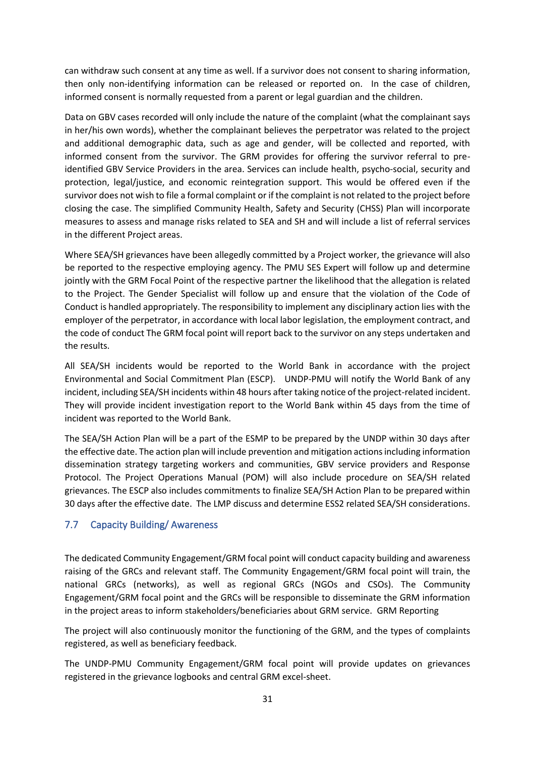can withdraw such consent at any time as well. If a survivor does not consent to sharing information, then only non-identifying information can be released or reported on. In the case of children, informed consent is normally requested from a parent or legal guardian and the children.

Data on GBV cases recorded will only include the nature of the complaint (what the complainant says in her/his own words), whether the complainant believes the perpetrator was related to the project and additional demographic data, such as age and gender, will be collected and reported, with informed consent from the survivor. The GRM provides for offering the survivor referral to pre-identified GBV Service Providers in the area. Services can include health, psycho-social, security and protection, legal/justice, and economic reintegration support. This would be offered even if the survivor does not wish to file a formal complaint or if the complaint is not related to the project before closing the case. The simplified Community Health, Safety and Security (CHSS) Plan will incorporate measures to assess and manage risks related to SEA and SH and will include a list of referral services in the different Project areas.

Where SEA/SH grievances have been allegedly committed by a Project worker, the grievance will also be reported to the respective employing agency. The PMU SES Expert will follow up and determine jointly with the GRM Focal Point of the respective partner the likelihood that the allegation is related to the Project. The Gender Specialist will follow up and ensure that the violation of the Code of Conduct is handled appropriately. The responsibility to implement any disciplinary action lies with the employer of the perpetrator, in accordance with local labor legislation, the employment contract, and the code of conduct The GRM focal point will report back to the survivor on any steps undertaken and the results.

All SEA/SH incidents would be reported to the World Bank in accordance with the project Environmental and Social Commitment Plan (ESCP). UNDP-PMU will notify the World Bank of any incident, including SEA/SH incidents within 48 hours after taking notice of the project-related incident. They will provide incident investigation report to the World Bank within 45 days from the time of incident was reported to the World Bank.

The SEA/SH Action Plan will be a part of the ESMP to be prepared by the UNDP within 30 days after the effective date. The action plan will include prevention and mitigation actions including information dissemination strategy targeting workers and communities, GBV service providers and Response Protocol. The Project Operations Manual (POM) will also include procedure on SEA/SH related grievances. The ESCP also includes commitments to finalize SEA/SH Action Plan to be prepared within 30 days after the effective date. The LMP discuss and determine ESS2 related SEA/SH considerations.

## 7.7 Capacity Building/ Awareness

The dedicated Community Engagement/GRM focal point will conduct capacity building and awareness raising of the GRCs and relevant staff. The Community Engagement/GRM focal point will train, the national GRCs (networks), as well as regional GRCs (NGOs and CSOs). The Community Engagement/GRM focal point and the GRCs will be responsible to disseminate the GRM information in the project areas to inform stakeholders/beneficiaries about GRM service. GRM Reporting

The project will also continuously monitor the functioning of the GRM, and the types of complaints registered, as well as beneficiary feedback.

The UNDP-PMU Community Engagement/GRM focal point will provide updates on grievances registered in the grievance logbooks and central GRM excel-sheet.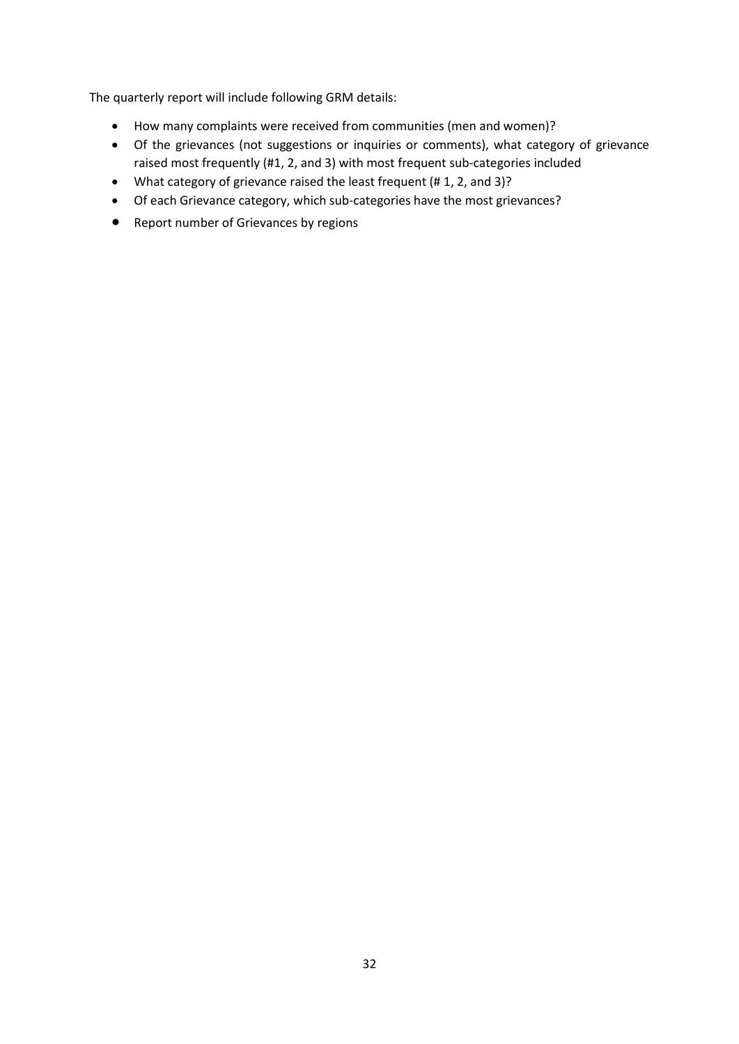The quarterly report will include following GRM details:

- How many complaints were received from communities (men and women)?
- Of the grievances (not suggestions or inquiries or comments), what category of grievance raised most frequently (#1, 2, and 3) with most frequent sub-categories included
- What category of grievance raised the least frequent (# 1, 2, and 3)?
- Of each Grievance category, which sub-categories have the most grievances?
- Report number of Grievances by regions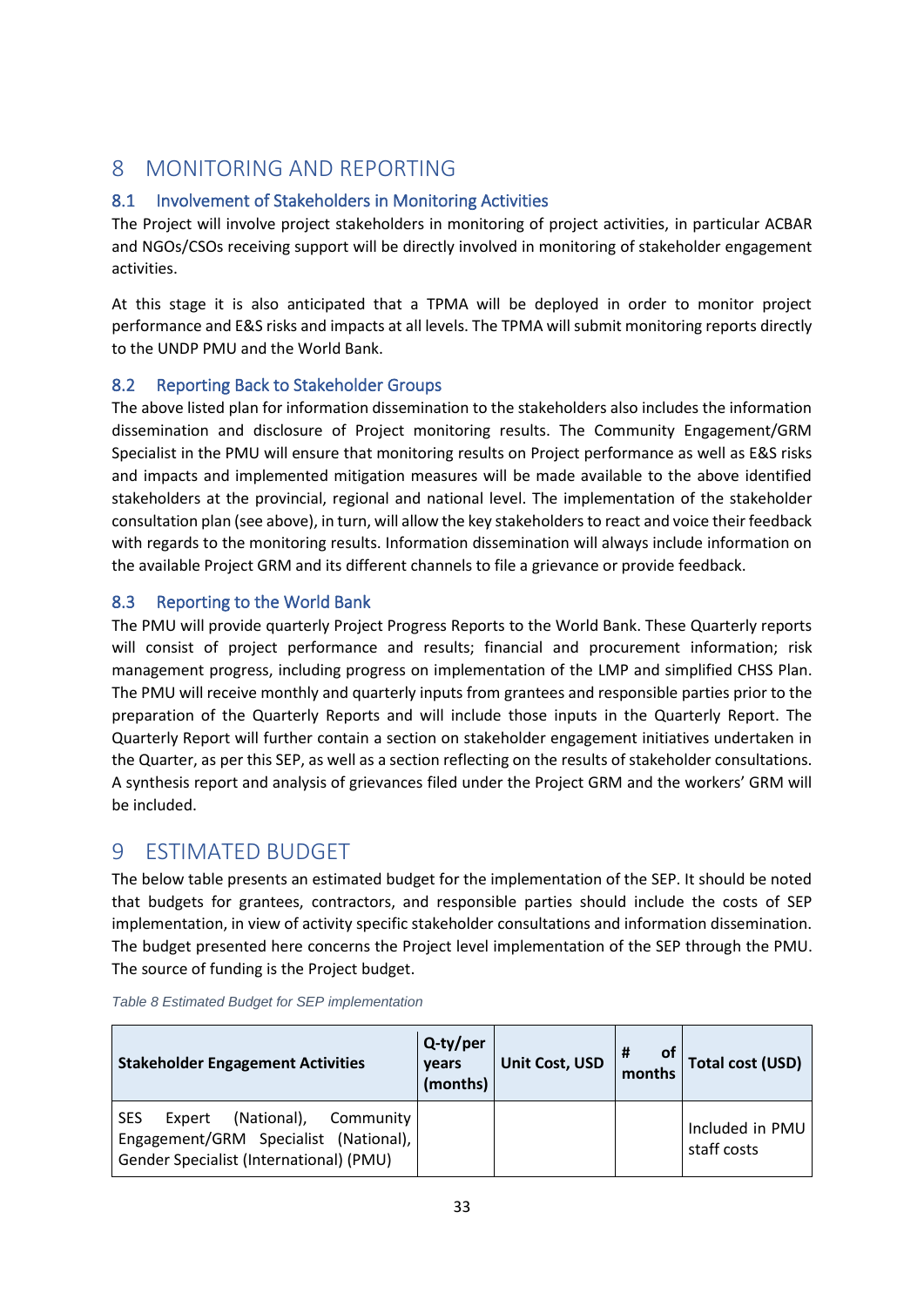# 8 MONITORING AND REPORTING

## 8.1 Involvement of Stakeholders in Monitoring Activities

The Project will involve project stakeholders in monitoring of project activities, in particular ACBAR and NGOs/CSOs receiving support will be directly involved in monitoring of stakeholder engagement activities.

At this stage it is also anticipated that a TPMA will be deployed in order to monitor project performance and E&S risks and impacts at all levels. The TPMA will submit monitoring reports directly to the UNDP PMU and the World Bank.

## 8.2 Reporting Back to Stakeholder Groups

The above listed plan for information dissemination to the stakeholders also includes the information dissemination and disclosure of Project monitoring results. The Community Engagement/GRM Specialist in the PMU will ensure that monitoring results on Project performance as well as E&S risks and impacts and implemented mitigation measures will be made available to the above identified stakeholders at the provincial, regional and national level. The implementation of the stakeholder consultation plan (see above), in turn, will allow the key stakeholders to react and voice their feedback with regards to the monitoring results. Information dissemination will always include information on the available Project GRM and its different channels to file a grievance or provide feedback.

## 8.3 Reporting to the World Bank

The PMU will provide quarterly Project Progress Reports to the World Bank. These Quarterly reports will consist of project performance and results; financial and procurement information; risk management progress, including progress on implementation of the LMP and simplified CHSS Plan. The PMU will receive monthly and quarterly inputs from grantees and responsible parties prior to the preparation of the Quarterly Reports and will include those inputs in the Quarterly Report. The Quarterly Report will further contain a section on stakeholder engagement initiatives undertaken in the Quarter, as per this SEP, as well as a section reflecting on the results of stakeholder consultations. A synthesis report and analysis of grievances filed under the Project GRM and the workers' GRM will be included.

# 9 ESTIMATED BUDGET

The below table presents an estimated budget for the implementation of the SEP. It should be noted that budgets for grantees, contractors, and responsible parties should include the costs of SEP implementation, in view of activity specific stakeholder consultations and information dissemination. The budget presented here concerns the Project level implementation of the SEP through the PMU. The source of funding is the Project budget.

*Table 8 Estimated Budget for SEP implementation*

| Stakeholder Engagement Activities | Q-ty/per years (months) | Unit Cost, USD | # of months | Total cost (USD) |
|---|---|---|---|---|
| SES Expert (National), Community Engagement/GRM Specialist (National), Gender Specialist (International) (PMU) | | | | Included in PMU staff costs |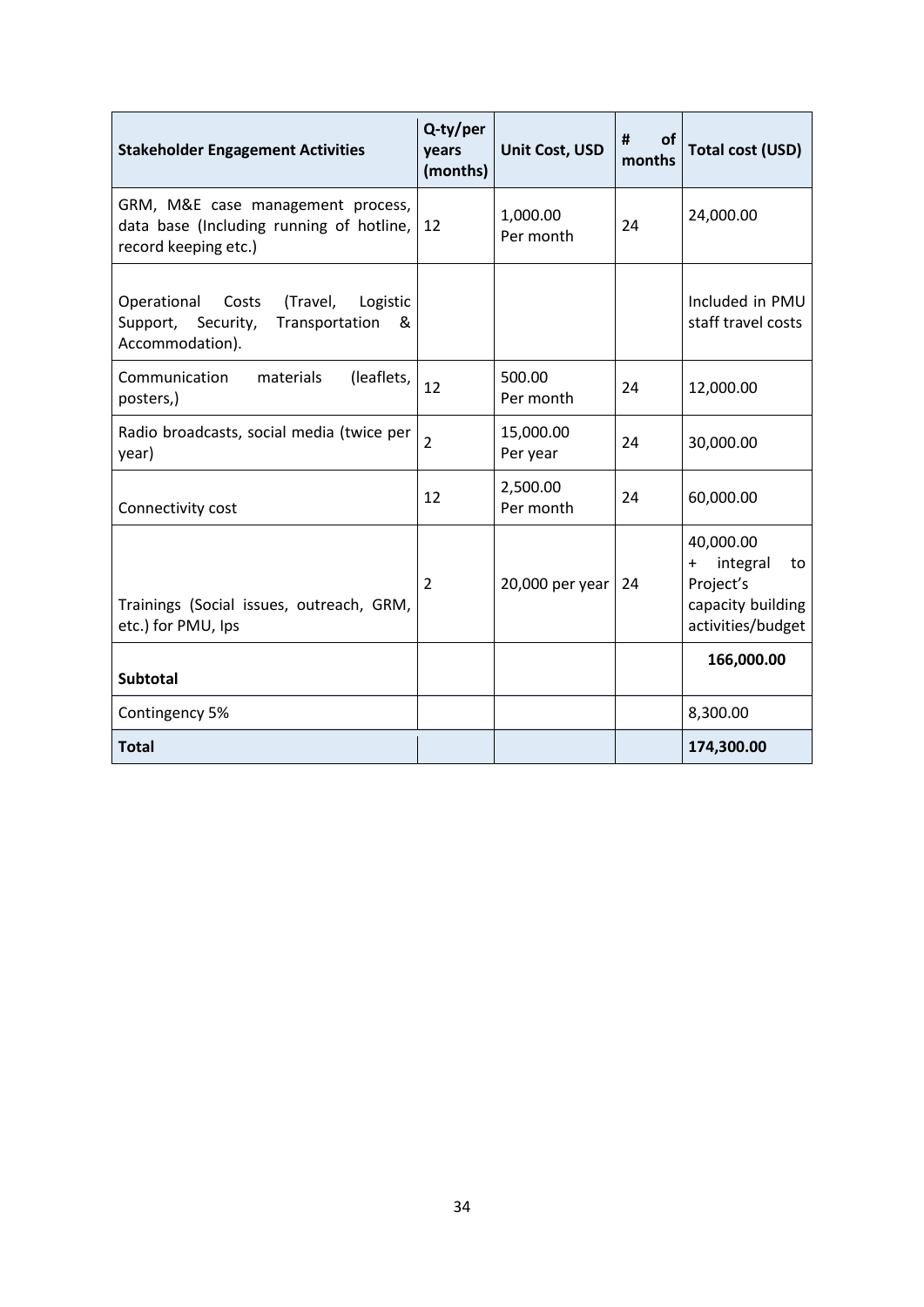| Stakeholder Engagement Activities | Q-ty/per years (months) | Unit Cost, USD | # of months | Total cost (USD) |
|---|---|---|---|---|
| GRM, M&E case management process, data base (Including running of hotline, record keeping etc.) | 12 | 1,000.00 Per month | 24 | 24,000.00 |
| Operational Costs (Travel, Logistic Support, Security, Transportation & Accommodation). | | | | Included in PMU staff travel costs |
| Communication materials (leaflets, posters,) | 12 | 500.00 Per month | 24 | 12,000.00 |
| Radio broadcasts, social media (twice per year) | 2 | 15,000.00 Per year | 24 | 30,000.00 |
| Connectivity cost | 12 | 2,500.00 Per month | 24 | 60,000.00 |
| Trainings (Social issues, outreach, GRM, etc.) for PMU, Ips | 2 | 20,000 per year | 24 | 40,000.00 + integral to Project's capacity building activities/budget |
| **Subtotal** | | | | **166,000.00** |
| Contingency 5% | | | | 8,300.00 |
| **Total** | | | | **174,300.00** |